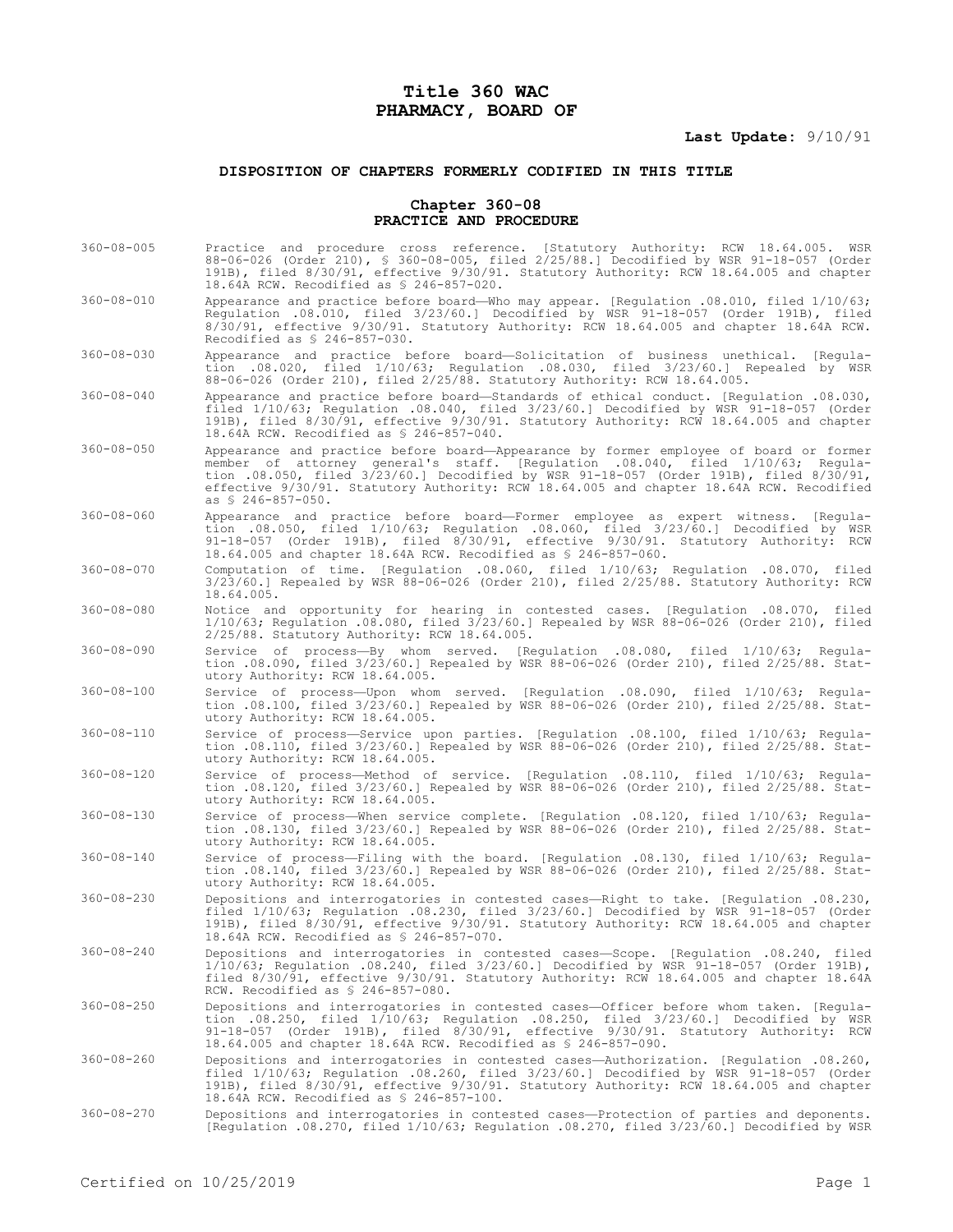# Title 360 WAC
# PHARMACY, BOARD OF

**Last Update:** 9/10/91

### DISPOSITION OF CHAPTERS FORMERLY CODIFIED IN THIS TITLE

#### Chapter 360-08
#### PRACTICE AND PROCEDURE

360-08-005 Practice and procedure cross reference. [Statutory Authority: RCW 18.64.005. WSR 88-06-026 (Order 210), § 360-08-005, filed 2/25/88.] Decodified by WSR 91-18-057 (Order 191B), filed 8/30/91, effective 9/30/91. Statutory Authority: RCW 18.64.005 and chapter 18.64A RCW. Recodified as § 246-857-020.

360-08-010 Appearance and practice before board—Who may appear. [Regulation .08.010, filed 1/10/63; Regulation .08.010, filed 3/23/60.] Decodified by WSR 91-18-057 (Order 191B), filed 8/30/91, effective 9/30/91. Statutory Authority: RCW 18.64.005 and chapter 18.64A RCW. Recodified as § 246-857-030.

360-08-030 Appearance and practice before board—Solicitation of business unethical. [Regulation .08.020, filed 1/10/63; Regulation .08.030, filed 3/23/60.] Repealed by WSR 88-06-026 (Order 210), filed 2/25/88. Statutory Authority: RCW 18.64.005.

360-08-040 Appearance and practice before board—Standards of ethical conduct. [Regulation .08.030, filed 1/10/63; Regulation .08.040, filed 3/23/60.] Decodified by WSR 91-18-057 (Order 191B), filed 8/30/91, effective 9/30/91. Statutory Authority: RCW 18.64.005 and chapter 18.64A RCW. Recodified as § 246-857-040.

360-08-050 Appearance and practice before board—Appearance by former employee of board or former member of attorney general's staff. [Regulation .08.040, filed 1/10/63; Regulation .08.050, filed 3/23/60.] Decodified by WSR 91-18-057 (Order 191B), filed 8/30/91, effective 9/30/91. Statutory Authority: RCW 18.64.005 and chapter 18.64A RCW. Recodified as § 246-857-050.

360-08-060 Appearance and practice before board—Former employee as expert witness. [Regulation .08.050, filed 1/10/63; Regulation .08.060, filed 3/23/60.] Decodified by WSR 91-18-057 (Order 191B), filed 8/30/91, effective 9/30/91. Statutory Authority: RCW 18.64.005 and chapter 18.64A RCW. Recodified as § 246-857-060.

360-08-070 Computation of time. [Regulation .08.060, filed 1/10/63; Regulation .08.070, filed 3/23/60.] Repealed by WSR 88-06-026 (Order 210), filed 2/25/88. Statutory Authority: RCW 18.64.005.

360-08-080 Notice and opportunity for hearing in contested cases. [Regulation .08.070, filed 1/10/63; Regulation .08.080, filed 3/23/60.] Repealed by WSR 88-06-026 (Order 210), filed 2/25/88. Statutory Authority: RCW 18.64.005.

360-08-090 Service of process—By whom served. [Regulation .08.080, filed 1/10/63; Regulation .08.090, filed 3/23/60.] Repealed by WSR 88-06-026 (Order 210), filed 2/25/88. Statutory Authority: RCW 18.64.005.

360-08-100 Service of process—Upon whom served. [Regulation .08.090, filed 1/10/63; Regulation .08.100, filed 3/23/60.] Repealed by WSR 88-06-026 (Order 210), filed 2/25/88. Statutory Authority: RCW 18.64.005.

360-08-110 Service of process—Service upon parties. [Regulation .08.100, filed 1/10/63; Regulation .08.110, filed 3/23/60.] Repealed by WSR 88-06-026 (Order 210), filed 2/25/88. Statutory Authority: RCW 18.64.005.

360-08-120 Service of process—Method of service. [Regulation .08.110, filed 1/10/63; Regulation .08.120, filed 3/23/60.] Repealed by WSR 88-06-026 (Order 210), filed 2/25/88. Statutory Authority: RCW 18.64.005.

360-08-130 Service of process—When service complete. [Regulation .08.120, filed 1/10/63; Regulation .08.130, filed 3/23/60.] Repealed by WSR 88-06-026 (Order 210), filed 2/25/88. Statutory Authority: RCW 18.64.005.

360-08-140 Service of process—Filing with the board. [Regulation .08.130, filed 1/10/63; Regulation .08.140, filed 3/23/60.] Repealed by WSR 88-06-026 (Order 210), filed 2/25/88. Statutory Authority: RCW 18.64.005.

360-08-230 Depositions and interrogatories in contested cases—Right to take. [Regulation .08.230, filed 1/10/63; Regulation .08.230, filed 3/23/60.] Decodified by WSR 91-18-057 (Order 191B), filed 8/30/91, effective 9/30/91. Statutory Authority: RCW 18.64.005 and chapter 18.64A RCW. Recodified as § 246-857-070.

360-08-240 Depositions and interrogatories in contested cases—Scope. [Regulation .08.240, filed 1/10/63; Regulation .08.240, filed 3/23/60.] Decodified by WSR 91-18-057 (Order 191B), filed 8/30/91, effective 9/30/91. Statutory Authority: RCW 18.64.005 and chapter 18.64A RCW. Recodified as § 246-857-080.

360-08-250 Depositions and interrogatories in contested cases—Officer before whom taken. [Regulation .08.250, filed 1/10/63; Regulation .08.250, filed 3/23/60.] Decodified by WSR 91-18-057 (Order 191B), filed 8/30/91, effective 9/30/91. Statutory Authority: RCW 18.64.005 and chapter 18.64A RCW. Recodified as § 246-857-090.

360-08-260 Depositions and interrogatories in contested cases—Authorization. [Regulation .08.260, filed 1/10/63; Regulation .08.260, filed 3/23/60.] Decodified by WSR 91-18-057 (Order 191B), filed 8/30/91, effective 9/30/91. Statutory Authority: RCW 18.64.005 and chapter 18.64A RCW. Recodified as § 246-857-100.

360-08-270 Depositions and interrogatories in contested cases—Protection of parties and deponents. [Regulation .08.270, filed 1/10/63; Regulation .08.270, filed 3/23/60.] Decodified by WSR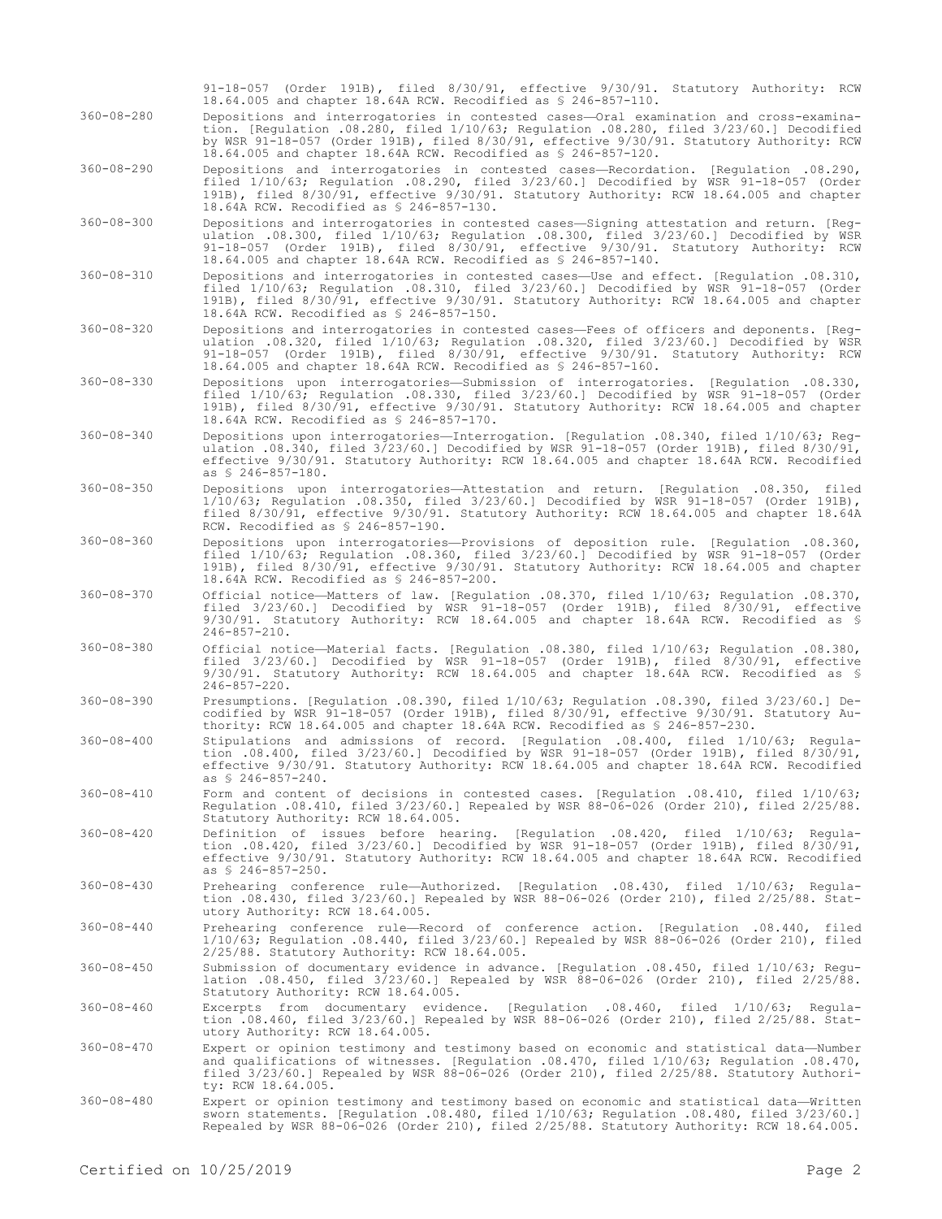91-18-057 (Order 191B), filed 8/30/91, effective 9/30/91. Statutory Authority: RCW 18.64.005 and chapter 18.64A RCW. Recodified as § 246-857-110.

360-08-280 Depositions and interrogatories in contested cases—Oral examination and cross-examination. [Regulation .08.280, filed 1/10/63; Regulation .08.280, filed 3/23/60.] Decodified by WSR 91-18-057 (Order 191B), filed 8/30/91, effective 9/30/91. Statutory Authority: RCW 18.64.005 and chapter 18.64A RCW. Recodified as § 246-857-120.

360-08-290 Depositions and interrogatories in contested cases—Recordation. [Regulation .08.290, filed 1/10/63; Regulation .08.290, filed 3/23/60.] Decodified by WSR 91-18-057 (Order 191B), filed 8/30/91, effective 9/30/91. Statutory Authority: RCW 18.64.005 and chapter 18.64A RCW. Recodified as § 246-857-130.

360-08-300 Depositions and interrogatories in contested cases—Signing attestation and return. [Regulation .08.300, filed 1/10/63; Regulation .08.300, filed 3/23/60.] Decodified by WSR 91-18-057 (Order 191B), filed 8/30/91, effective 9/30/91. Statutory Authority: RCW 18.64.005 and chapter 18.64A RCW. Recodified as § 246-857-140.

360-08-310 Depositions and interrogatories in contested cases—Use and effect. [Regulation .08.310, filed 1/10/63; Regulation .08.310, filed 3/23/60.] Decodified by WSR 91-18-057 (Order 191B), filed 8/30/91, effective 9/30/91. Statutory Authority: RCW 18.64.005 and chapter 18.64A RCW. Recodified as § 246-857-150.

360-08-320 Depositions and interrogatories in contested cases—Fees of officers and deponents. [Regulation .08.320, filed 1/10/63; Regulation .08.320, filed 3/23/60.] Decodified by WSR 91-18-057 (Order 191B), filed 8/30/91, effective 9/30/91. Statutory Authority: RCW 18.64.005 and chapter 18.64A RCW. Recodified as § 246-857-160.

360-08-330 Depositions upon interrogatories—Submission of interrogatories. [Regulation .08.330, filed 1/10/63; Regulation .08.330, filed 3/23/60.] Decodified by WSR 91-18-057 (Order 191B), filed 8/30/91, effective 9/30/91. Statutory Authority: RCW 18.64.005 and chapter 18.64A RCW. Recodified as § 246-857-170.

360-08-340 Depositions upon interrogatories—Interrogation. [Regulation .08.340, filed 1/10/63; Regulation .08.340, filed 3/23/60.] Decodified by WSR 91-18-057 (Order 191B), filed 8/30/91, effective 9/30/91. Statutory Authority: RCW 18.64.005 and chapter 18.64A RCW. Recodified as § 246-857-180.

360-08-350 Depositions upon interrogatories—Attestation and return. [Regulation .08.350, filed 1/10/63; Regulation .08.350, filed 3/23/60.] Decodified by WSR 91-18-057 (Order 191B), filed 8/30/91, effective 9/30/91. Statutory Authority: RCW 18.64.005 and chapter 18.64A RCW. Recodified as § 246-857-190.

360-08-360 Depositions upon interrogatories—Provisions of deposition rule. [Regulation .08.360, filed 1/10/63; Regulation .08.360, filed 3/23/60.] Decodified by WSR 91-18-057 (Order 191B), filed 8/30/91, effective 9/30/91. Statutory Authority: RCW 18.64.005 and chapter 18.64A RCW. Recodified as § 246-857-200.

360-08-370 Official notice—Matters of law. [Regulation .08.370, filed 1/10/63; Regulation .08.370, filed 3/23/60.] Decodified by WSR 91-18-057 (Order 191B), filed 8/30/91, effective 9/30/91. Statutory Authority: RCW 18.64.005 and chapter 18.64A RCW. Recodified as § 246-857-210.

360-08-380 Official notice—Material facts. [Regulation .08.380, filed 1/10/63; Regulation .08.380, filed 3/23/60.] Decodified by WSR 91-18-057 (Order 191B), filed 8/30/91, effective 9/30/91. Statutory Authority: RCW 18.64.005 and chapter 18.64A RCW. Recodified as § 246-857-220.

360-08-390 Presumptions. [Regulation .08.390, filed 1/10/63; Regulation .08.390, filed 3/23/60.] Decodified by WSR 91-18-057 (Order 191B), filed 8/30/91, effective 9/30/91. Statutory Authority: RCW 18.64.005 and chapter 18.64A RCW. Recodified as § 246-857-230.

360-08-400 Stipulations and admissions of record. [Regulation .08.400, filed 1/10/63; Regulation .08.400, filed 3/23/60.] Decodified by WSR 91-18-057 (Order 191B), filed 8/30/91, effective 9/30/91. Statutory Authority: RCW 18.64.005 and chapter 18.64A RCW. Recodified as § 246-857-240.

360-08-410 Form and content of decisions in contested cases. [Regulation .08.410, filed 1/10/63; Regulation .08.410, filed 3/23/60.] Repealed by WSR 88-06-026 (Order 210), filed 2/25/88. Statutory Authority: RCW 18.64.005.

360-08-420 Definition of issues before hearing. [Regulation .08.420, filed 1/10/63; Regulation .08.420, filed 3/23/60.] Decodified by WSR 91-18-057 (Order 191B), filed 8/30/91, effective 9/30/91. Statutory Authority: RCW 18.64.005 and chapter 18.64A RCW. Recodified as § 246-857-250.

360-08-430 Prehearing conference rule—Authorized. [Regulation .08.430, filed 1/10/63; Regulation .08.430, filed 3/23/60.] Repealed by WSR 88-06-026 (Order 210), filed 2/25/88. Statutory Authority: RCW 18.64.005.

360-08-440 Prehearing conference rule—Record of conference action. [Regulation .08.440, filed 1/10/63; Regulation .08.440, filed 3/23/60.] Repealed by WSR 88-06-026 (Order 210), filed 2/25/88. Statutory Authority: RCW 18.64.005.

360-08-450 Submission of documentary evidence in advance. [Regulation .08.450, filed 1/10/63; Regulation .08.450, filed 3/23/60.] Repealed by WSR 88-06-026 (Order 210), filed 2/25/88. Statutory Authority: RCW 18.64.005.

360-08-460 Excerpts from documentary evidence. [Regulation .08.460, filed 1/10/63; Regulation .08.460, filed 3/23/60.] Repealed by WSR 88-06-026 (Order 210), filed 2/25/88. Statutory Authority: RCW 18.64.005.

360-08-470 Expert or opinion testimony and testimony based on economic and statistical data—Number and qualifications of witnesses. [Regulation .08.470, filed 1/10/63; Regulation .08.470, filed 3/23/60.] Repealed by WSR 88-06-026 (Order 210), filed 2/25/88. Statutory Authority: RCW 18.64.005.

360-08-480 Expert or opinion testimony and testimony based on economic and statistical data—Written sworn statements. [Regulation .08.480, filed 1/10/63; Regulation .08.480, filed 3/23/60.] Repealed by WSR 88-06-026 (Order 210), filed 2/25/88. Statutory Authority: RCW 18.64.005.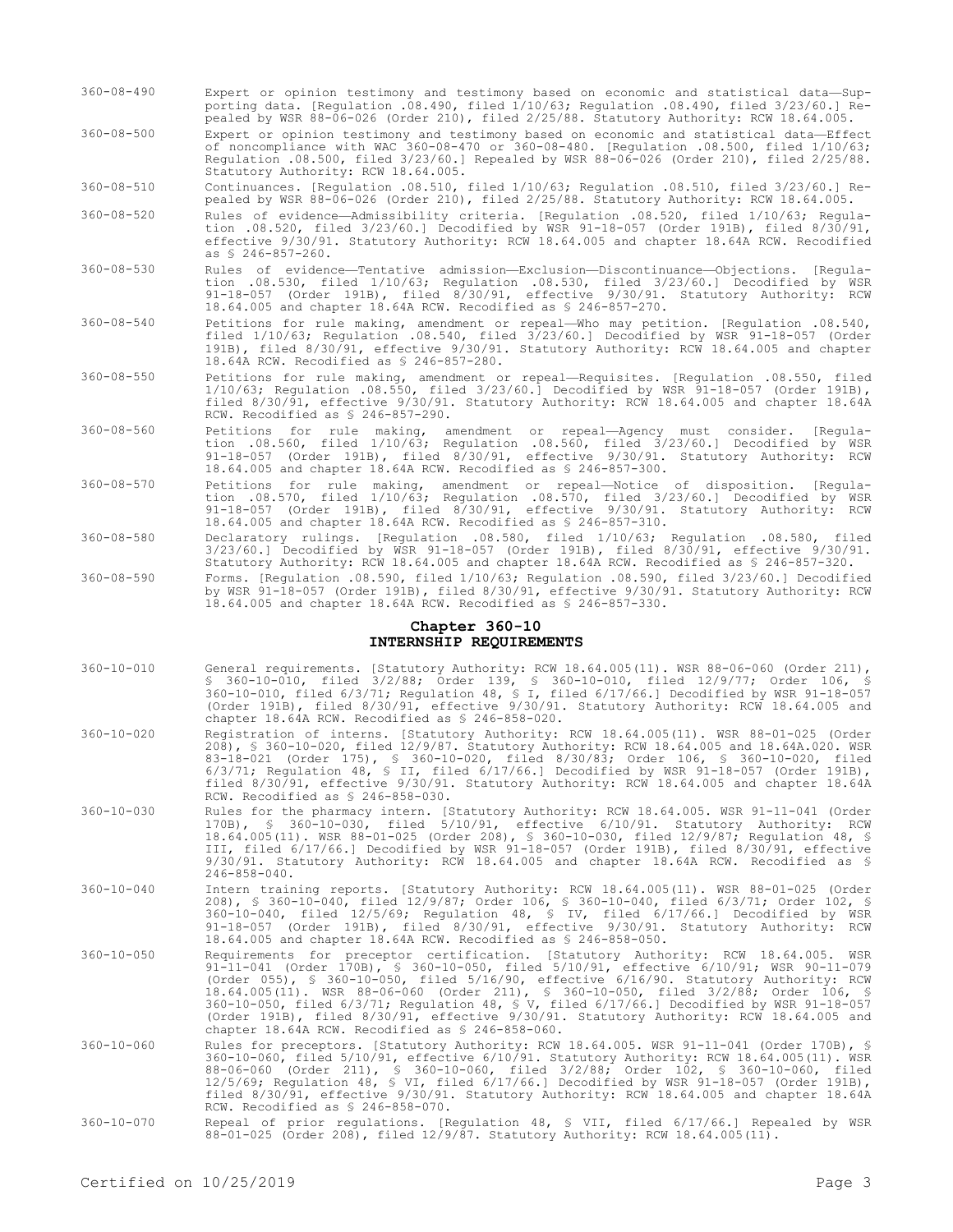360-08-490 Expert or opinion testimony and testimony based on economic and statistical data—Supporting data. [Regulation .08.490, filed 1/10/63; Regulation .08.490, filed 3/23/60.] Repealed by WSR 88-06-026 (Order 210), filed 2/25/88. Statutory Authority: RCW 18.64.005.

360-08-500 Expert or opinion testimony and testimony based on economic and statistical data—Effect of noncompliance with WAC 360-08-470 or 360-08-480. [Regulation .08.500, filed 1/10/63; Regulation .08.500, filed 3/23/60.] Repealed by WSR 88-06-026 (Order 210), filed 2/25/88. Statutory Authority: RCW 18.64.005.

360-08-510 Continuances. [Regulation .08.510, filed 1/10/63; Regulation .08.510, filed 3/23/60.] Repealed by WSR 88-06-026 (Order 210), filed 2/25/88. Statutory Authority: RCW 18.64.005.

360-08-520 Rules of evidence—Admissibility criteria. [Regulation .08.520, filed 1/10/63; Regulation .08.520, filed 3/23/60.] Decodified by WSR 91-18-057 (Order 191B), filed 8/30/91, effective 9/30/91. Statutory Authority: RCW 18.64.005 and chapter 18.64A RCW. Recodified as § 246-857-260.

360-08-530 Rules of evidence—Tentative admission—Exclusion—Discontinuance—Objections. [Regulation .08.530, filed 1/10/63; Regulation .08.530, filed 3/23/60.] Decodified by WSR 91-18-057 (Order 191B), filed 8/30/91, effective 9/30/91. Statutory Authority: RCW 18.64.005 and chapter 18.64A RCW. Recodified as § 246-857-270.

360-08-540 Petitions for rule making, amendment or repeal—Who may petition. [Regulation .08.540, filed 1/10/63; Regulation .08.540, filed 3/23/60.] Decodified by WSR 91-18-057 (Order 191B), filed 8/30/91, effective 9/30/91. Statutory Authority: RCW 18.64.005 and chapter 18.64A RCW. Recodified as § 246-857-280.

360-08-550 Petitions for rule making, amendment or repeal—Requisites. [Regulation .08.550, filed 1/10/63; Regulation .08.550, filed 3/23/60.] Decodified by WSR 91-18-057 (Order 191B), filed 8/30/91, effective 9/30/91. Statutory Authority: RCW 18.64.005 and chapter 18.64A RCW. Recodified as § 246-857-290.

360-08-560 Petitions for rule making, amendment or repeal—Agency must consider. [Regulation .08.560, filed 1/10/63; Regulation .08.560, filed 3/23/60.] Decodified by WSR 91-18-057 (Order 191B), filed 8/30/91, effective 9/30/91. Statutory Authority: RCW 18.64.005 and chapter 18.64A RCW. Recodified as § 246-857-300.

360-08-570 Petitions for rule making, amendment or repeal—Notice of disposition. [Regulation .08.570, filed 1/10/63; Regulation .08.570, filed 3/23/60.] Decodified by WSR 91-18-057 (Order 191B), filed 8/30/91, effective 9/30/91. Statutory Authority: RCW 18.64.005 and chapter 18.64A RCW. Recodified as § 246-857-310.

360-08-580 Declaratory rulings. [Regulation .08.580, filed 1/10/63; Regulation .08.580, filed 3/23/60.] Decodified by WSR 91-18-057 (Order 191B), filed 8/30/91, effective 9/30/91. Statutory Authority: RCW 18.64.005 and chapter 18.64A RCW. Recodified as § 246-857-320.

360-08-590 Forms. [Regulation .08.590, filed 1/10/63; Regulation .08.590, filed 3/23/60.] Decodified by WSR 91-18-057 (Order 191B), filed 8/30/91, effective 9/30/91. Statutory Authority: RCW 18.64.005 and chapter 18.64A RCW. Recodified as § 246-857-330.

## Chapter 360-10
## INTERNSHIP REQUIREMENTS

360-10-010 General requirements. [Statutory Authority: RCW 18.64.005(11). WSR 88-06-060 (Order 211), § 360-10-010, filed 3/2/88; Order 139, § 360-10-010, filed 12/9/77; Order 106, § 360-10-010, filed 6/3/71; Regulation 48, § I, filed 6/17/66.] Decodified by WSR 91-18-057 (Order 191B), filed 8/30/91, effective 9/30/91. Statutory Authority: RCW 18.64.005 and chapter 18.64A RCW. Recodified as § 246-858-020.

360-10-020 Registration of interns. [Statutory Authority: RCW 18.64.005(11). WSR 88-01-025 (Order 208), § 360-10-020, filed 12/9/87. Statutory Authority: RCW 18.64.005 and 18.64A.020. WSR 83-18-021 (Order 175), § 360-10-020, filed 8/30/83; Order 106, § 360-10-020, filed 6/3/71; Regulation 48, § II, filed 6/17/66.] Decodified by WSR 91-18-057 (Order 191B), filed 8/30/91, effective 9/30/91. Statutory Authority: RCW 18.64.005 and chapter 18.64A RCW. Recodified as § 246-858-030.

360-10-030 Rules for the pharmacy intern. [Statutory Authority: RCW 18.64.005. WSR 91-11-041 (Order 170B), § 360-10-030, filed 5/10/91, effective 6/10/91. Statutory Authority: RCW 18.64.005(11). WSR 88-01-025 (Order 208), § 360-10-030, filed 12/9/87; Regulation 48, § III, filed 6/17/66.] Decodified by WSR 91-18-057 (Order 191B), filed 8/30/91, effective 9/30/91. Statutory Authority: RCW 18.64.005 and chapter 18.64A RCW. Recodified as § 246-858-040.

360-10-040 Intern training reports. [Statutory Authority: RCW 18.64.005(11). WSR 88-01-025 (Order 208), § 360-10-040, filed 12/9/87; Order 106, § 360-10-040, filed 6/3/71; Order 102, § 360-10-040, filed 12/5/69; Regulation 48, § IV, filed 6/17/66.] Decodified by WSR 91-18-057 (Order 191B), filed 8/30/91, effective 9/30/91. Statutory Authority: RCW 18.64.005 and chapter 18.64A RCW. Recodified as § 246-858-050.

360-10-050 Requirements for preceptor certification. [Statutory Authority: RCW 18.64.005. WSR 91-11-041 (Order 170B), § 360-10-050, filed 5/10/91, effective 6/10/91; WSR 90-11-079 (Order 055), § 360-10-050, filed 5/16/90, effective 6/16/90. Statutory Authority: RCW 18.64.005(11). WSR 88-06-060 (Order 211), § 360-10-050, filed 3/2/88; Order 106, § 360-10-050, filed 6/3/71; Regulation 48, § V, filed 6/17/66.] Decodified by WSR 91-18-057 (Order 191B), filed 8/30/91, effective 9/30/91. Statutory Authority: RCW 18.64.005 and chapter 18.64A RCW. Recodified as § 246-858-060.

360-10-060 Rules for preceptors. [Statutory Authority: RCW 18.64.005. WSR 91-11-041 (Order 170B), § 360-10-060, filed 5/10/91, effective 6/10/91. Statutory Authority: RCW 18.64.005(11). WSR 88-06-060 (Order 211), § 360-10-060, filed 3/2/88; Order 102, § 360-10-060, filed 12/5/69; Regulation 48, § VI, filed 6/17/66.] Decodified by WSR 91-18-057 (Order 191B), filed 8/30/91, effective 9/30/91. Statutory Authority: RCW 18.64.005 and chapter 18.64A RCW. Recodified as § 246-858-070.

360-10-070 Repeal of prior regulations. [Regulation 48, § VII, filed 6/17/66.] Repealed by WSR 88-01-025 (Order 208), filed 12/9/87. Statutory Authority: RCW 18.64.005(11).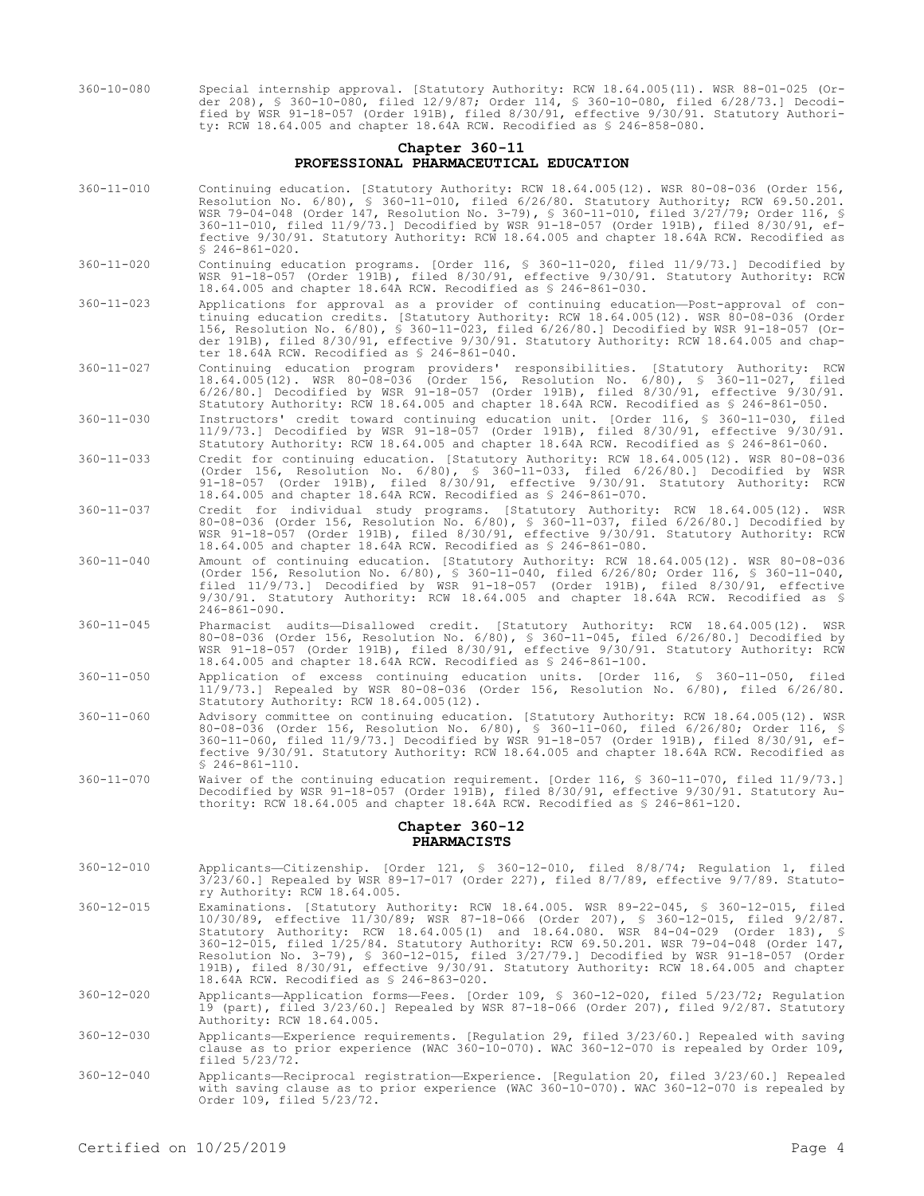360-10-080 Special internship approval. [Statutory Authority: RCW 18.64.005(11). WSR 88-01-025 (Order 208), § 360-10-080, filed 12/9/87; Order 114, § 360-10-080, filed 6/28/73.] Decodified by WSR 91-18-057 (Order 191B), filed 8/30/91, effective 9/30/91. Statutory Authority: RCW 18.64.005 and chapter 18.64A RCW. Recodified as § 246-858-080.

## Chapter 360-11
## PROFESSIONAL PHARMACEUTICAL EDUCATION

360-11-010 Continuing education. [Statutory Authority: RCW 18.64.005(12). WSR 80-08-036 (Order 156, Resolution No. 6/80), § 360-11-010, filed 6/26/80. Statutory Authority; RCW 69.50.201. WSR 79-04-048 (Order 147, Resolution No. 3-79), § 360-11-010, filed 3/27/79; Order 116, § 360-11-010, filed 11/9/73.] Decodified by WSR 91-18-057 (Order 191B), filed 8/30/91, effective 9/30/91. Statutory Authority: RCW 18.64.005 and chapter 18.64A RCW. Recodified as § 246-861-020.

360-11-020 Continuing education programs. [Order 116, § 360-11-020, filed 11/9/73.] Decodified by WSR 91-18-057 (Order 191B), filed 8/30/91, effective 9/30/91. Statutory Authority: RCW 18.64.005 and chapter 18.64A RCW. Recodified as § 246-861-030.

360-11-023 Applications for approval as a provider of continuing education—Post-approval of continuing education credits. [Statutory Authority: RCW 18.64.005(12). WSR 80-08-036 (Order 156, Resolution No. 6/80), § 360-11-023, filed 6/26/80.] Decodified by WSR 91-18-057 (Order 191B), filed 8/30/91, effective 9/30/91. Statutory Authority: RCW 18.64.005 and chapter 18.64A RCW. Recodified as § 246-861-040.

360-11-027 Continuing education program providers' responsibilities. [Statutory Authority: RCW 18.64.005(12). WSR 80-08-036 (Order 156, Resolution No. 6/80), § 360-11-027, filed 6/26/80.] Decodified by WSR 91-18-057 (Order 191B), filed 8/30/91, effective 9/30/91. Statutory Authority: RCW 18.64.005 and chapter 18.64A RCW. Recodified as § 246-861-050.

360-11-030 Instructors' credit toward continuing education unit. [Order 116, § 360-11-030, filed 11/9/73.] Decodified by WSR 91-18-057 (Order 191B), filed 8/30/91, effective 9/30/91. Statutory Authority: RCW 18.64.005 and chapter 18.64A RCW. Recodified as § 246-861-060.

360-11-033 Credit for continuing education. [Statutory Authority: RCW 18.64.005(12). WSR 80-08-036 (Order 156, Resolution No. 6/80), § 360-11-033, filed 6/26/80.] Decodified by WSR 91-18-057 (Order 191B), filed 8/30/91, effective 9/30/91. Statutory Authority: RCW 18.64.005 and chapter 18.64A RCW. Recodified as § 246-861-070.

360-11-037 Credit for individual study programs. [Statutory Authority: RCW 18.64.005(12). WSR 80-08-036 (Order 156, Resolution No. 6/80), § 360-11-037, filed 6/26/80.] Decodified by WSR 91-18-057 (Order 191B), filed 8/30/91, effective 9/30/91. Statutory Authority: RCW 18.64.005 and chapter 18.64A RCW. Recodified as § 246-861-080.

360-11-040 Amount of continuing education. [Statutory Authority: RCW 18.64.005(12). WSR 80-08-036 (Order 156, Resolution No. 6/80), § 360-11-040, filed 6/26/80; Order 116, § 360-11-040, filed 11/9/73.] Decodified by WSR 91-18-057 (Order 191B), filed 8/30/91, effective 9/30/91. Statutory Authority: RCW 18.64.005 and chapter 18.64A RCW. Recodified as § 246-861-090.

360-11-045 Pharmacist audits—Disallowed credit. [Statutory Authority: RCW 18.64.005(12). WSR 80-08-036 (Order 156, Resolution No. 6/80), § 360-11-045, filed 6/26/80.] Decodified by WSR 91-18-057 (Order 191B), filed 8/30/91, effective 9/30/91. Statutory Authority: RCW 18.64.005 and chapter 18.64A RCW. Recodified as § 246-861-100.

360-11-050 Application of excess continuing education units. [Order 116, § 360-11-050, filed 11/9/73.] Repealed by WSR 80-08-036 (Order 156, Resolution No. 6/80), filed 6/26/80. Statutory Authority: RCW 18.64.005(12).

360-11-060 Advisory committee on continuing education. [Statutory Authority: RCW 18.64.005(12). WSR 80-08-036 (Order 156, Resolution No. 6/80), § 360-11-060, filed 6/26/80; Order 116, § 360-11-060, filed 11/9/73.] Decodified by WSR 91-18-057 (Order 191B), filed 8/30/91, effective 9/30/91. Statutory Authority: RCW 18.64.005 and chapter 18.64A RCW. Recodified as § 246-861-110.

360-11-070 Waiver of the continuing education requirement. [Order 116, § 360-11-070, filed 11/9/73.] Decodified by WSR 91-18-057 (Order 191B), filed 8/30/91, effective 9/30/91. Statutory Authority: RCW 18.64.005 and chapter 18.64A RCW. Recodified as § 246-861-120.

## Chapter 360-12
## PHARMACISTS

360-12-010 Applicants—Citizenship. [Order 121, § 360-12-010, filed 8/8/74; Regulation 1, filed 3/23/60.] Repealed by WSR 89-17-017 (Order 227), filed 8/7/89, effective 9/7/89. Statutory Authority: RCW 18.64.005.

360-12-015 Examinations. [Statutory Authority: RCW 18.64.005. WSR 89-22-045, § 360-12-015, filed 10/30/89, effective 11/30/89; WSR 87-18-066 (Order 207), § 360-12-015, filed 9/2/87. Statutory Authority: RCW 18.64.005(1) and 18.64.080. WSR 84-04-029 (Order 183), § 360-12-015, filed 1/25/84. Statutory Authority: RCW 69.50.201. WSR 79-04-048 (Order 147, Resolution No. 3-79), § 360-12-015, filed 3/27/79.] Decodified by WSR 91-18-057 (Order 191B), filed 8/30/91, effective 9/30/91. Statutory Authority: RCW 18.64.005 and chapter 18.64A RCW. Recodified as § 246-863-020.

360-12-020 Applicants—Application forms—Fees. [Order 109, § 360-12-020, filed 5/23/72; Regulation 19 (part), filed 3/23/60.] Repealed by WSR 87-18-066 (Order 207), filed 9/2/87. Statutory Authority: RCW 18.64.005.

360-12-030 Applicants—Experience requirements. [Regulation 29, filed 3/23/60.] Repealed with saving clause as to prior experience (WAC 360-10-070). WAC 360-12-070 is repealed by Order 109, filed 5/23/72.

360-12-040 Applicants—Reciprocal registration—Experience. [Regulation 20, filed 3/23/60.] Repealed with saving clause as to prior experience (WAC 360-10-070). WAC 360-12-070 is repealed by Order 109, filed 5/23/72.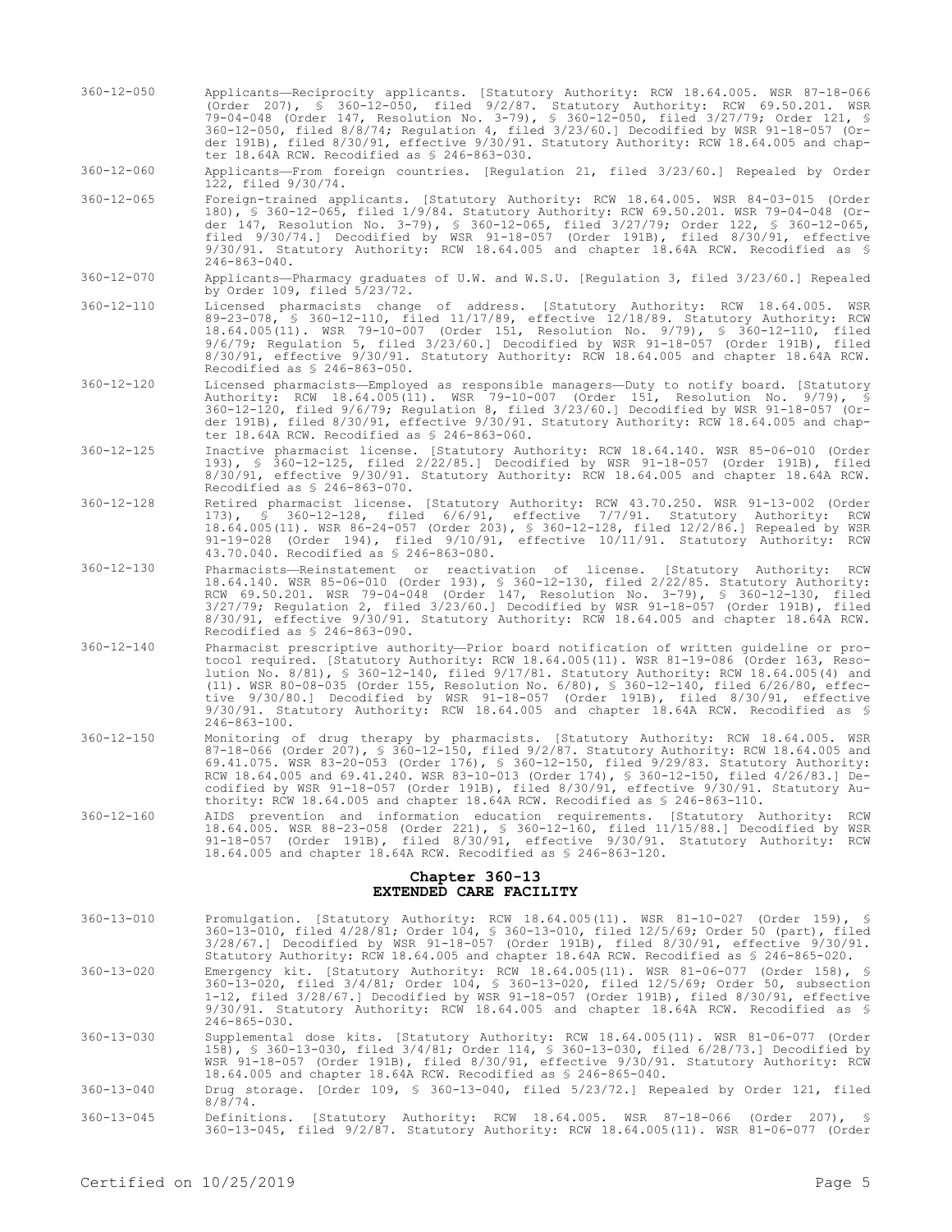360-12-050 Applicants—Reciprocity applicants. [Statutory Authority: RCW 18.64.005. WSR 87-18-066 (Order 207), § 360-12-050, filed 9/2/87. Statutory Authority: RCW 69.50.201. WSR 79-04-048 (Order 147, Resolution No. 3-79), § 360-12-050, filed 3/27/79; Order 121, § 360-12-050, filed 8/8/74; Regulation 4, filed 3/23/60.] Decodified by WSR 91-18-057 (Order 191B), filed 8/30/91, effective 9/30/91. Statutory Authority: RCW 18.64.005 and chapter 18.64A RCW. Recodified as § 246-863-030.

360-12-060 Applicants—From foreign countries. [Regulation 21, filed 3/23/60.] Repealed by Order 122, filed 9/30/74.

360-12-065 Foreign-trained applicants. [Statutory Authority: RCW 18.64.005. WSR 84-03-015 (Order 180), § 360-12-065, filed 1/9/84. Statutory Authority: RCW 69.50.201. WSR 79-04-048 (Order 147, Resolution No. 3-79), § 360-12-065, filed 3/27/79; Order 122, § 360-12-065, filed 9/30/74.] Decodified by WSR 91-18-057 (Order 191B), filed 8/30/91, effective 9/30/91. Statutory Authority: RCW 18.64.005 and chapter 18.64A RCW. Recodified as § 246-863-040.

360-12-070 Applicants—Pharmacy graduates of U.W. and W.S.U. [Regulation 3, filed 3/23/60.] Repealed by Order 109, filed 5/23/72.

360-12-110 Licensed pharmacists change of address. [Statutory Authority: RCW 18.64.005. WSR 89-23-078, § 360-12-110, filed 11/17/89, effective 12/18/89. Statutory Authority: RCW 18.64.005(11). WSR 79-10-007 (Order 151, Resolution No. 9/79), § 360-12-110, filed 9/6/79; Regulation 5, filed 3/23/60.] Decodified by WSR 91-18-057 (Order 191B), filed 8/30/91, effective 9/30/91. Statutory Authority: RCW 18.64.005 and chapter 18.64A RCW. Recodified as § 246-863-050.

360-12-120 Licensed pharmacists—Employed as responsible managers—Duty to notify board. [Statutory Authority: RCW 18.64.005(11). WSR 79-10-007 (Order 151, Resolution No. 9/79), § 360-12-120, filed 9/6/79; Regulation 8, filed 3/23/60.] Decodified by WSR 91-18-057 (Order 191B), filed 8/30/91, effective 9/30/91. Statutory Authority: RCW 18.64.005 and chapter 18.64A RCW. Recodified as § 246-863-060.

360-12-125 Inactive pharmacist license. [Statutory Authority: RCW 18.64.140. WSR 85-06-010 (Order 193), § 360-12-125, filed 2/22/85.] Decodified by WSR 91-18-057 (Order 191B), filed 8/30/91, effective 9/30/91. Statutory Authority: RCW 18.64.005 and chapter 18.64A RCW. Recodified as § 246-863-070.

360-12-128 Retired pharmacist license. [Statutory Authority: RCW 43.70.250. WSR 91-13-002 (Order 173), § 360-12-128, filed 6/6/91, effective 7/7/91. Statutory Authority: RCW 18.64.005(11). WSR 86-24-057 (Order 203), § 360-12-128, filed 12/2/86.] Repealed by WSR 91-19-028 (Order 194), filed 9/10/91, effective 10/11/91. Statutory Authority: RCW 43.70.040. Recodified as § 246-863-080.

360-12-130 Pharmacists—Reinstatement or reactivation of license. [Statutory Authority: RCW 18.64.140. WSR 85-06-010 (Order 193), § 360-12-130, filed 2/22/85. Statutory Authority: RCW 69.50.201. WSR 79-04-048 (Order 147, Resolution No. 3-79), § 360-12-130, filed 3/27/79; Regulation 2, filed 3/23/60.] Decodified by WSR 91-18-057 (Order 191B), filed 8/30/91, effective 9/30/91. Statutory Authority: RCW 18.64.005 and chapter 18.64A RCW. Recodified as § 246-863-090.

360-12-140 Pharmacist prescriptive authority—Prior board notification of written guideline or protocol required. [Statutory Authority: RCW 18.64.005(11). WSR 81-19-086 (Order 163, Resolution No. 8/81), § 360-12-140, filed 9/17/81. Statutory Authority: RCW 18.64.005(4) and (11). WSR 80-08-035 (Order 155, Resolution No. 6/80), § 360-12-140, filed 6/26/80, effective 9/30/80.] Decodified by WSR 91-18-057 (Order 191B), filed 8/30/91, effective 9/30/91. Statutory Authority: RCW 18.64.005 and chapter 18.64A RCW. Recodified as § 246-863-100.

360-12-150 Monitoring of drug therapy by pharmacists. [Statutory Authority: RCW 18.64.005. WSR 87-18-066 (Order 207), § 360-12-150, filed 9/2/87. Statutory Authority: RCW 18.64.005 and 69.41.075. WSR 83-20-053 (Order 176), § 360-12-150, filed 9/29/83. Statutory Authority: RCW 18.64.005 and 69.41.240. WSR 83-10-013 (Order 174), § 360-12-150, filed 4/26/83.] Decodified by WSR 91-18-057 (Order 191B), filed 8/30/91, effective 9/30/91. Statutory Authority: RCW 18.64.005 and chapter 18.64A RCW. Recodified as § 246-863-110.

360-12-160 AIDS prevention and information education requirements. [Statutory Authority: RCW 18.64.005. WSR 88-23-058 (Order 221), § 360-12-160, filed 11/15/88.] Decodified by WSR 91-18-057 (Order 191B), filed 8/30/91, effective 9/30/91. Statutory Authority: RCW 18.64.005 and chapter 18.64A RCW. Recodified as § 246-863-120.

## Chapter 360-13
## EXTENDED CARE FACILITY

360-13-010 Promulgation. [Statutory Authority: RCW 18.64.005(11). WSR 81-10-027 (Order 159), § 360-13-010, filed 4/28/81; Order 104, § 360-13-010, filed 12/5/69; Order 50 (part), filed 3/28/67.] Decodified by WSR 91-18-057 (Order 191B), filed 8/30/91, effective 9/30/91. Statutory Authority: RCW 18.64.005 and chapter 18.64A RCW. Recodified as § 246-865-020.

360-13-020 Emergency kit. [Statutory Authority: RCW 18.64.005(11). WSR 81-06-077 (Order 158), § 360-13-020, filed 3/4/81; Order 104, § 360-13-020, filed 12/5/69; Order 50, subsection 1-12, filed 3/28/67.] Decodified by WSR 91-18-057 (Order 191B), filed 8/30/91, effective 9/30/91. Statutory Authority: RCW 18.64.005 and chapter 18.64A RCW. Recodified as § 246-865-030.

360-13-030 Supplemental dose kits. [Statutory Authority: RCW 18.64.005(11). WSR 81-06-077 (Order 158), § 360-13-030, filed 3/4/81; Order 114, § 360-13-030, filed 6/28/73.] Decodified by WSR 91-18-057 (Order 191B), filed 8/30/91, effective 9/30/91. Statutory Authority: RCW 18.64.005 and chapter 18.64A RCW. Recodified as § 246-865-040.

360-13-040 Drug storage. [Order 109, § 360-13-040, filed 5/23/72.] Repealed by Order 121, filed 8/8/74.

360-13-045 Definitions. [Statutory Authority: RCW 18.64.005. WSR 87-18-066 (Order 207), § 360-13-045, filed 9/2/87. Statutory Authority: RCW 18.64.005(11). WSR 81-06-077 (Order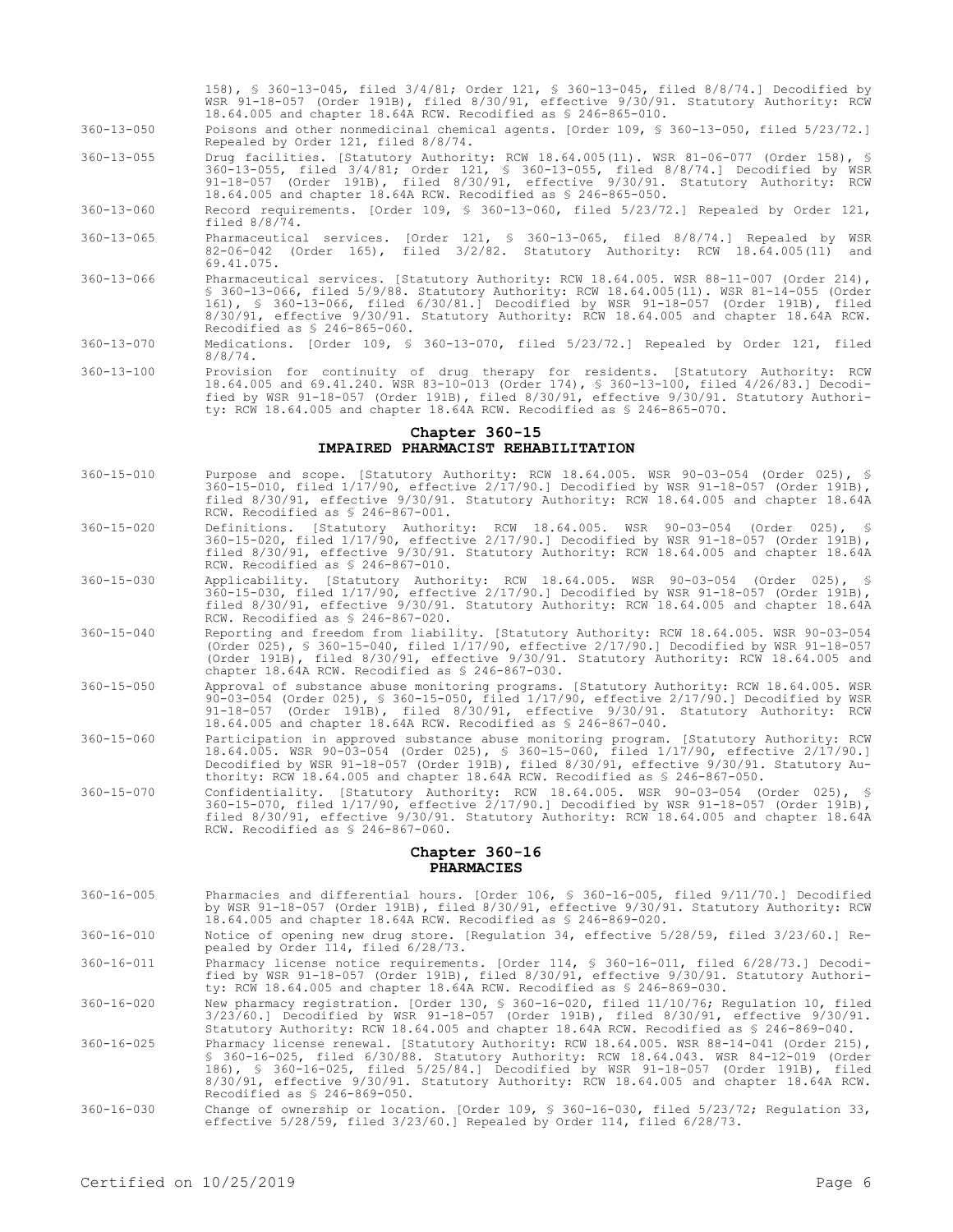158), § 360-13-045, filed 3/4/81; Order 121, § 360-13-045, filed 8/8/74.] Decodified by WSR 91-18-057 (Order 191B), filed 8/30/91, effective 9/30/91. Statutory Authority: RCW 18.64.005 and chapter 18.64A RCW. Recodified as § 246-865-010.

360-13-050 Poisons and other nonmedicinal chemical agents. [Order 109, § 360-13-050, filed 5/23/72.] Repealed by Order 121, filed 8/8/74.

360-13-055 Drug facilities. [Statutory Authority: RCW 18.64.005(11). WSR 81-06-077 (Order 158), § 360-13-055, filed 3/4/81; Order 121, § 360-13-055, filed 8/8/74.] Decodified by WSR 91-18-057 (Order 191B), filed 8/30/91, effective 9/30/91. Statutory Authority: RCW 18.64.005 and chapter 18.64A RCW. Recodified as § 246-865-050.

360-13-060 Record requirements. [Order 109, § 360-13-060, filed 5/23/72.] Repealed by Order 121, filed 8/8/74.

360-13-065 Pharmaceutical services. [Order 121, § 360-13-065, filed 8/8/74.] Repealed by WSR 82-06-042 (Order 165), filed 3/2/82. Statutory Authority: RCW 18.64.005(11) and 69.41.075.

360-13-066 Pharmaceutical services. [Statutory Authority: RCW 18.64.005. WSR 88-11-007 (Order 214), § 360-13-066, filed 5/9/88. Statutory Authority: RCW 18.64.005(11). WSR 81-14-055 (Order 161), § 360-13-066, filed 6/30/81.] Decodified by WSR 91-18-057 (Order 191B), filed 8/30/91, effective 9/30/91. Statutory Authority: RCW 18.64.005 and chapter 18.64A RCW. Recodified as § 246-865-060.

360-13-070 Medications. [Order 109, § 360-13-070, filed 5/23/72.] Repealed by Order 121, filed 8/8/74.

360-13-100 Provision for continuity of drug therapy for residents. [Statutory Authority: RCW 18.64.005 and 69.41.240. WSR 83-10-013 (Order 174), § 360-13-100, filed 4/26/83.] Decodified by WSR 91-18-057 (Order 191B), filed 8/30/91, effective 9/30/91. Statutory Authority: RCW 18.64.005 and chapter 18.64A RCW. Recodified as § 246-865-070.

## Chapter 360-15
## IMPAIRED PHARMACIST REHABILITATION

360-15-010 Purpose and scope. [Statutory Authority: RCW 18.64.005. WSR 90-03-054 (Order 025), § 360-15-010, filed 1/17/90, effective 2/17/90.] Decodified by WSR 91-18-057 (Order 191B), filed 8/30/91, effective 9/30/91. Statutory Authority: RCW 18.64.005 and chapter 18.64A RCW. Recodified as § 246-867-001.

360-15-020 Definitions. [Statutory Authority: RCW 18.64.005. WSR 90-03-054 (Order 025), § 360-15-020, filed 1/17/90, effective 2/17/90.] Decodified by WSR 91-18-057 (Order 191B), filed 8/30/91, effective 9/30/91. Statutory Authority: RCW 18.64.005 and chapter 18.64A RCW. Recodified as § 246-867-010.

360-15-030 Applicability. [Statutory Authority: RCW 18.64.005. WSR 90-03-054 (Order 025), § 360-15-030, filed 1/17/90, effective 2/17/90.] Decodified by WSR 91-18-057 (Order 191B), filed 8/30/91, effective 9/30/91. Statutory Authority: RCW 18.64.005 and chapter 18.64A RCW. Recodified as § 246-867-020.

360-15-040 Reporting and freedom from liability. [Statutory Authority: RCW 18.64.005. WSR 90-03-054 (Order 025), § 360-15-040, filed 1/17/90, effective 2/17/90.] Decodified by WSR 91-18-057 (Order 191B), filed 8/30/91, effective 9/30/91. Statutory Authority: RCW 18.64.005 and chapter 18.64A RCW. Recodified as § 246-867-030.

360-15-050 Approval of substance abuse monitoring programs. [Statutory Authority: RCW 18.64.005. WSR 90-03-054 (Order 025), § 360-15-050, filed 1/17/90, effective 2/17/90.] Decodified by WSR 91-18-057 (Order 191B), filed 8/30/91, effective 9/30/91. Statutory Authority: RCW 18.64.005 and chapter 18.64A RCW. Recodified as § 246-867-040.

360-15-060 Participation in approved substance abuse monitoring program. [Statutory Authority: RCW 18.64.005. WSR 90-03-054 (Order 025), § 360-15-060, filed 1/17/90, effective 2/17/90.] Decodified by WSR 91-18-057 (Order 191B), filed 8/30/91, effective 9/30/91. Statutory Authority: RCW 18.64.005 and chapter 18.64A RCW. Recodified as § 246-867-050.

360-15-070 Confidentiality. [Statutory Authority: RCW 18.64.005. WSR 90-03-054 (Order 025), § 360-15-070, filed 1/17/90, effective 2/17/90.] Decodified by WSR 91-18-057 (Order 191B), filed 8/30/91, effective 9/30/91. Statutory Authority: RCW 18.64.005 and chapter 18.64A RCW. Recodified as § 246-867-060.

## Chapter 360-16
## PHARMACIES

360-16-005 Pharmacies and differential hours. [Order 106, § 360-16-005, filed 9/11/70.] Decodified by WSR 91-18-057 (Order 191B), filed 8/30/91, effective 9/30/91. Statutory Authority: RCW 18.64.005 and chapter 18.64A RCW. Recodified as § 246-869-020.

360-16-010 Notice of opening new drug store. [Regulation 34, effective 5/28/59, filed 3/23/60.] Repealed by Order 114, filed 6/28/73.

360-16-011 Pharmacy license notice requirements. [Order 114, § 360-16-011, filed 6/28/73.] Decodified by WSR 91-18-057 (Order 191B), filed 8/30/91, effective 9/30/91. Statutory Authority: RCW 18.64.005 and chapter 18.64A RCW. Recodified as § 246-869-030.

360-16-020 New pharmacy registration. [Order 130, § 360-16-020, filed 11/10/76; Regulation 10, filed 3/23/60.] Decodified by WSR 91-18-057 (Order 191B), filed 8/30/91, effective 9/30/91. Statutory Authority: RCW 18.64.005 and chapter 18.64A RCW. Recodified as § 246-869-040.

360-16-025 Pharmacy license renewal. [Statutory Authority: RCW 18.64.005. WSR 88-14-041 (Order 215), § 360-16-025, filed 6/30/88. Statutory Authority: RCW 18.64.043. WSR 84-12-019 (Order 186), § 360-16-025, filed 5/25/84.] Decodified by WSR 91-18-057 (Order 191B), filed 8/30/91, effective 9/30/91. Statutory Authority: RCW 18.64.005 and chapter 18.64A RCW. Recodified as § 246-869-050.

360-16-030 Change of ownership or location. [Order 109, § 360-16-030, filed 5/23/72; Regulation 33, effective 5/28/59, filed 3/23/60.] Repealed by Order 114, filed 6/28/73.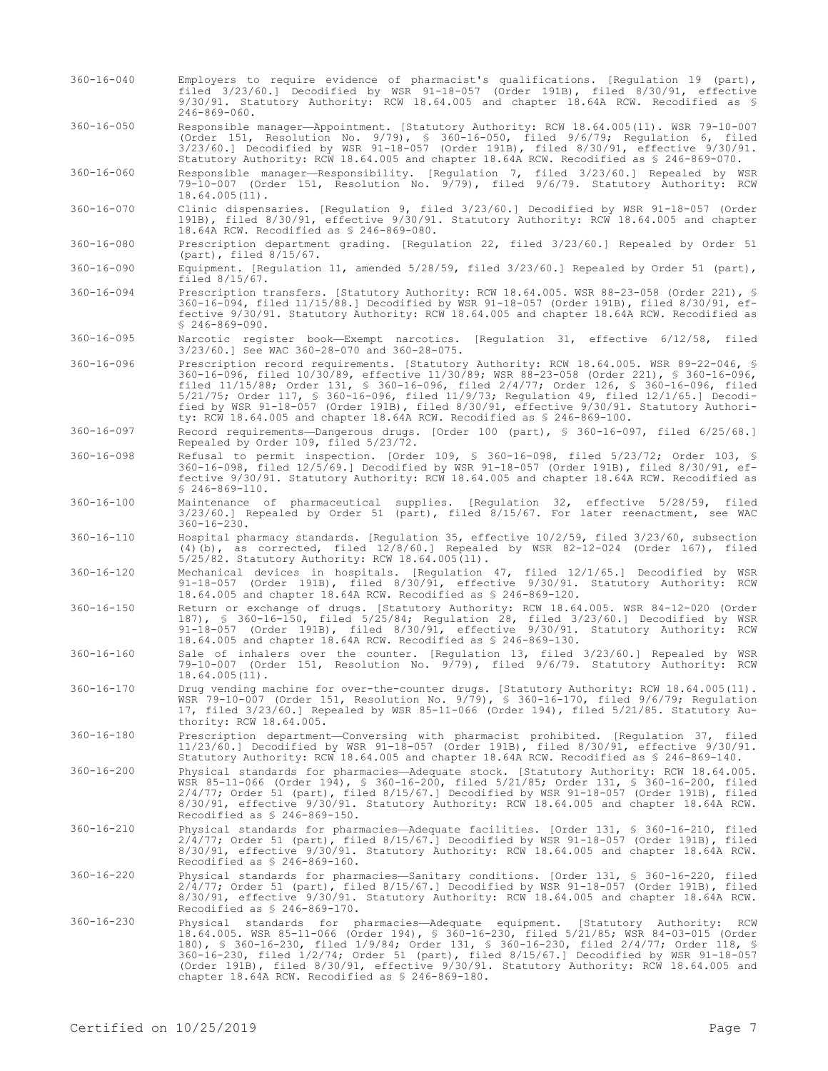360-16-040 Employers to require evidence of pharmacist's qualifications. [Regulation 19 (part), filed 3/23/60.] Decodified by WSR 91-18-057 (Order 191B), filed 8/30/91, effective 9/30/91. Statutory Authority: RCW 18.64.005 and chapter 18.64A RCW. Recodified as § 246-869-060.

360-16-050 Responsible manager—Appointment. [Statutory Authority: RCW 18.64.005(11). WSR 79-10-007 (Order 151, Resolution No. 9/79), § 360-16-050, filed 9/6/79; Regulation 6, filed 3/23/60.] Decodified by WSR 91-18-057 (Order 191B), filed 8/30/91, effective 9/30/91. Statutory Authority: RCW 18.64.005 and chapter 18.64A RCW. Recodified as § 246-869-070.

360-16-060 Responsible manager—Responsibility. [Regulation 7, filed 3/23/60.] Repealed by WSR 79-10-007 (Order 151, Resolution No. 9/79), filed 9/6/79. Statutory Authority: RCW 18.64.005(11).

360-16-070 Clinic dispensaries. [Regulation 9, filed 3/23/60.] Decodified by WSR 91-18-057 (Order 191B), filed 8/30/91, effective 9/30/91. Statutory Authority: RCW 18.64.005 and chapter 18.64A RCW. Recodified as § 246-869-080.

360-16-080 Prescription department grading. [Regulation 22, filed 3/23/60.] Repealed by Order 51 (part), filed 8/15/67.

360-16-090 Equipment. [Regulation 11, amended 5/28/59, filed 3/23/60.] Repealed by Order 51 (part), filed 8/15/67.

360-16-094 Prescription transfers. [Statutory Authority: RCW 18.64.005. WSR 88-23-058 (Order 221), § 360-16-094, filed 11/15/88.] Decodified by WSR 91-18-057 (Order 191B), filed 8/30/91, effective 9/30/91. Statutory Authority: RCW 18.64.005 and chapter 18.64A RCW. Recodified as § 246-869-090.

360-16-095 Narcotic register book—Exempt narcotics. [Regulation 31, effective 6/12/58, filed 3/23/60.] See WAC 360-28-070 and 360-28-075.

360-16-096 Prescription record requirements. [Statutory Authority: RCW 18.64.005. WSR 89-22-046, § 360-16-096, filed 10/30/89, effective 11/30/89; WSR 88-23-058 (Order 221), § 360-16-096, filed 11/15/88; Order 131, § 360-16-096, filed 2/4/77; Order 126, § 360-16-096, filed 5/21/75; Order 117, § 360-16-096, filed 11/9/73; Regulation 49, filed 12/1/65.] Decodified by WSR 91-18-057 (Order 191B), filed 8/30/91, effective 9/30/91. Statutory Authority: RCW 18.64.005 and chapter 18.64A RCW. Recodified as § 246-869-100.

360-16-097 Record requirements—Dangerous drugs. [Order 100 (part), § 360-16-097, filed 6/25/68.] Repealed by Order 109, filed 5/23/72.

360-16-098 Refusal to permit inspection. [Order 109, § 360-16-098, filed 5/23/72; Order 103, § 360-16-098, filed 12/5/69.] Decodified by WSR 91-18-057 (Order 191B), filed 8/30/91, effective 9/30/91. Statutory Authority: RCW 18.64.005 and chapter 18.64A RCW. Recodified as § 246-869-110.

360-16-100 Maintenance of pharmaceutical supplies. [Regulation 32, effective 5/28/59, filed 3/23/60.] Repealed by Order 51 (part), filed 8/15/67. For later reenactment, see WAC 360-16-230.

360-16-110 Hospital pharmacy standards. [Regulation 35, effective 10/2/59, filed 3/23/60, subsection (4)(b), as corrected, filed 12/8/60.] Repealed by WSR 82-12-024 (Order 167), filed 5/25/82. Statutory Authority: RCW 18.64.005(11).

360-16-120 Mechanical devices in hospitals. [Regulation 47, filed 12/1/65.] Decodified by WSR 91-18-057 (Order 191B), filed 8/30/91, effective 9/30/91. Statutory Authority: RCW 18.64.005 and chapter 18.64A RCW. Recodified as § 246-869-120.

360-16-150 Return or exchange of drugs. [Statutory Authority: RCW 18.64.005. WSR 84-12-020 (Order 187), § 360-16-150, filed 5/25/84; Regulation 28, filed 3/23/60.] Decodified by WSR 91-18-057 (Order 191B), filed 8/30/91, effective 9/30/91. Statutory Authority: RCW 18.64.005 and chapter 18.64A RCW. Recodified as § 246-869-130.

360-16-160 Sale of inhalers over the counter. [Regulation 13, filed 3/23/60.] Repealed by WSR 79-10-007 (Order 151, Resolution No. 9/79), filed 9/6/79. Statutory Authority: RCW 18.64.005(11).

360-16-170 Drug vending machine for over-the-counter drugs. [Statutory Authority: RCW 18.64.005(11). WSR 79-10-007 (Order 151, Resolution No. 9/79), § 360-16-170, filed 9/6/79; Regulation 17, filed 3/23/60.] Repealed by WSR 85-11-066 (Order 194), filed 5/21/85. Statutory Authority: RCW 18.64.005.

360-16-180 Prescription department—Conversing with pharmacist prohibited. [Regulation 37, filed 11/23/60.] Decodified by WSR 91-18-057 (Order 191B), filed 8/30/91, effective 9/30/91. Statutory Authority: RCW 18.64.005 and chapter 18.64A RCW. Recodified as § 246-869-140.

360-16-200 Physical standards for pharmacies—Adequate stock. [Statutory Authority: RCW 18.64.005. WSR 85-11-066 (Order 194), § 360-16-200, filed 5/21/85; Order 131, § 360-16-200, filed 2/4/77; Order 51 (part), filed 8/15/67.] Decodified by WSR 91-18-057 (Order 191B), filed 8/30/91, effective 9/30/91. Statutory Authority: RCW 18.64.005 and chapter 18.64A RCW. Recodified as § 246-869-150.

360-16-210 Physical standards for pharmacies—Adequate facilities. [Order 131, § 360-16-210, filed 2/4/77; Order 51 (part), filed 8/15/67.] Decodified by WSR 91-18-057 (Order 191B), filed 8/30/91, effective 9/30/91. Statutory Authority: RCW 18.64.005 and chapter 18.64A RCW. Recodified as § 246-869-160.

360-16-220 Physical standards for pharmacies—Sanitary conditions. [Order 131, § 360-16-220, filed 2/4/77; Order 51 (part), filed 8/15/67.] Decodified by WSR 91-18-057 (Order 191B), filed 8/30/91, effective 9/30/91. Statutory Authority: RCW 18.64.005 and chapter 18.64A RCW. Recodified as § 246-869-170.

360-16-230 Physical standards for pharmacies—Adequate equipment. [Statutory Authority: RCW 18.64.005. WSR 85-11-066 (Order 194), § 360-16-230, filed 5/21/85; WSR 84-03-015 (Order 180), § 360-16-230, filed 1/9/84; Order 131, § 360-16-230, filed 2/4/77; Order 118, § 360-16-230, filed 1/2/74; Order 51 (part), filed 8/15/67.] Decodified by WSR 91-18-057 (Order 191B), filed 8/30/91, effective 9/30/91. Statutory Authority: RCW 18.64.005 and chapter 18.64A RCW. Recodified as § 246-869-180.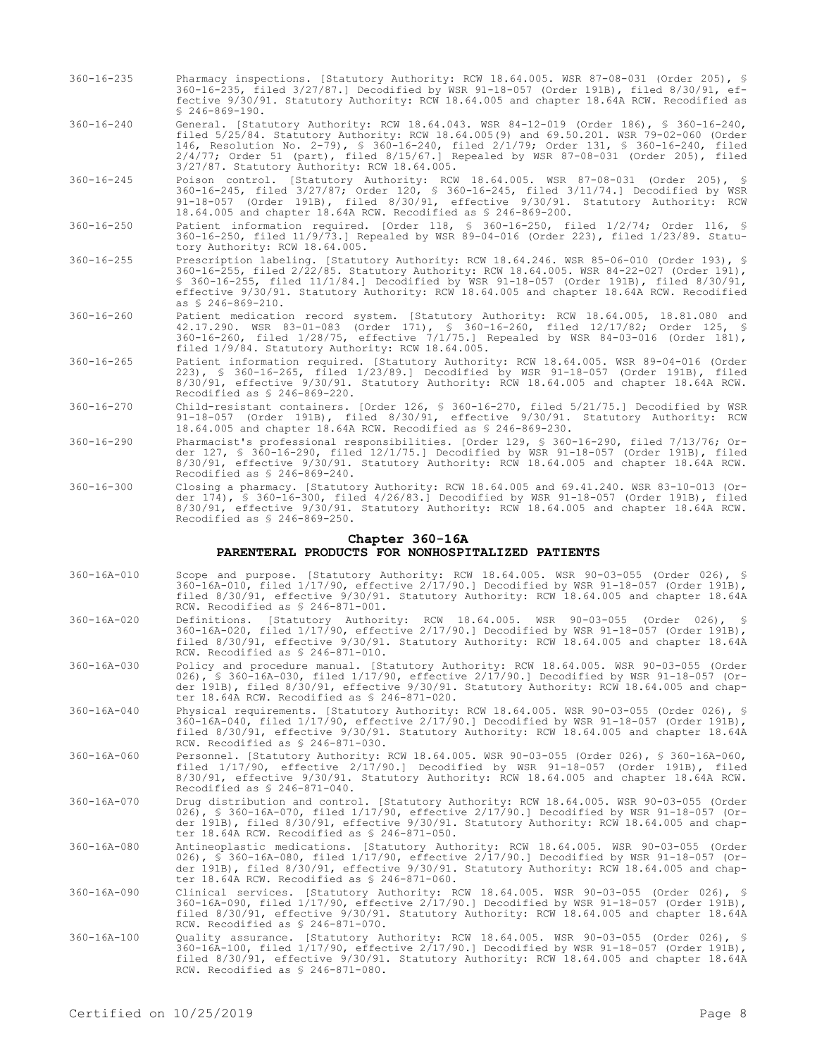360-16-235 Pharmacy inspections. [Statutory Authority: RCW 18.64.005. WSR 87-08-031 (Order 205), § 360-16-235, filed 3/27/87.] Decodified by WSR 91-18-057 (Order 191B), filed 8/30/91, effective 9/30/91. Statutory Authority: RCW 18.64.005 and chapter 18.64A RCW. Recodified as § 246-869-190.

360-16-240 General. [Statutory Authority: RCW 18.64.043. WSR 84-12-019 (Order 186), § 360-16-240, filed 5/25/84. Statutory Authority: RCW 18.64.005(9) and 69.50.201. WSR 79-02-060 (Order 146, Resolution No. 2-79), § 360-16-240, filed 2/1/79; Order 131, § 360-16-240, filed 2/4/77; Order 51 (part), filed 8/15/67.] Repealed by WSR 87-08-031 (Order 205), filed 3/27/87. Statutory Authority: RCW 18.64.005.

360-16-245 Poison control. [Statutory Authority: RCW 18.64.005. WSR 87-08-031 (Order 205), § 360-16-245, filed 3/27/87; Order 120, § 360-16-245, filed 3/11/74.] Decodified by WSR 91-18-057 (Order 191B), filed 8/30/91, effective 9/30/91. Statutory Authority: RCW 18.64.005 and chapter 18.64A RCW. Recodified as § 246-869-200.

360-16-250 Patient information required. [Order 118, § 360-16-250, filed 1/2/74; Order 116, § 360-16-250, filed 11/9/73.] Repealed by WSR 89-04-016 (Order 223), filed 1/23/89. Statutory Authority: RCW 18.64.005.

360-16-255 Prescription labeling. [Statutory Authority: RCW 18.64.246. WSR 85-06-010 (Order 193), § 360-16-255, filed 2/22/85. Statutory Authority: RCW 18.64.005. WSR 84-22-027 (Order 191), § 360-16-255, filed 11/1/84.] Decodified by WSR 91-18-057 (Order 191B), filed 8/30/91, effective 9/30/91. Statutory Authority: RCW 18.64.005 and chapter 18.64A RCW. Recodified as § 246-869-210.

360-16-260 Patient medication record system. [Statutory Authority: RCW 18.64.005, 18.81.080 and 42.17.290. WSR 83-01-083 (Order 171), § 360-16-260, filed 12/17/82; Order 125, § 360-16-260, filed 1/28/75, effective 7/1/75.] Repealed by WSR 84-03-016 (Order 181), filed 1/9/84. Statutory Authority: RCW 18.64.005.

360-16-265 Patient information required. [Statutory Authority: RCW 18.64.005. WSR 89-04-016 (Order 223), § 360-16-265, filed 1/23/89.] Decodified by WSR 91-18-057 (Order 191B), filed 8/30/91, effective 9/30/91. Statutory Authority: RCW 18.64.005 and chapter 18.64A RCW. Recodified as § 246-869-220.

360-16-270 Child-resistant containers. [Order 126, § 360-16-270, filed 5/21/75.] Decodified by WSR 91-18-057 (Order 191B), filed 8/30/91, effective 9/30/91. Statutory Authority: RCW 18.64.005 and chapter 18.64A RCW. Recodified as § 246-869-230.

360-16-290 Pharmacist's professional responsibilities. [Order 129, § 360-16-290, filed 7/13/76; Order 127, § 360-16-290, filed 12/1/75.] Decodified by WSR 91-18-057 (Order 191B), filed 8/30/91, effective 9/30/91. Statutory Authority: RCW 18.64.005 and chapter 18.64A RCW. Recodified as § 246-869-240.

360-16-300 Closing a pharmacy. [Statutory Authority: RCW 18.64.005 and 69.41.240. WSR 83-10-013 (Order 174), § 360-16-300, filed 4/26/83.] Decodified by WSR 91-18-057 (Order 191B), filed 8/30/91, effective 9/30/91. Statutory Authority: RCW 18.64.005 and chapter 18.64A RCW. Recodified as § 246-869-250.

## Chapter 360-16A
## PARENTERAL PRODUCTS FOR NONHOSPITALIZED PATIENTS

360-16A-010 Scope and purpose. [Statutory Authority: RCW 18.64.005. WSR 90-03-055 (Order 026), § 360-16A-010, filed 1/17/90, effective 2/17/90.] Decodified by WSR 91-18-057 (Order 191B), filed 8/30/91, effective 9/30/91. Statutory Authority: RCW 18.64.005 and chapter 18.64A RCW. Recodified as § 246-871-001.

360-16A-020 Definitions. [Statutory Authority: RCW 18.64.005. WSR 90-03-055 (Order 026), § 360-16A-020, filed 1/17/90, effective 2/17/90.] Decodified by WSR 91-18-057 (Order 191B), filed 8/30/91, effective 9/30/91. Statutory Authority: RCW 18.64.005 and chapter 18.64A RCW. Recodified as § 246-871-010.

360-16A-030 Policy and procedure manual. [Statutory Authority: RCW 18.64.005. WSR 90-03-055 (Order 026), § 360-16A-030, filed 1/17/90, effective 2/17/90.] Decodified by WSR 91-18-057 (Order 191B), filed 8/30/91, effective 9/30/91. Statutory Authority: RCW 18.64.005 and chapter 18.64A RCW. Recodified as § 246-871-020.

360-16A-040 Physical requirements. [Statutory Authority: RCW 18.64.005. WSR 90-03-055 (Order 026), § 360-16A-040, filed 1/17/90, effective 2/17/90.] Decodified by WSR 91-18-057 (Order 191B), filed 8/30/91, effective 9/30/91. Statutory Authority: RCW 18.64.005 and chapter 18.64A RCW. Recodified as § 246-871-030.

360-16A-060 Personnel. [Statutory Authority: RCW 18.64.005. WSR 90-03-055 (Order 026), § 360-16A-060, filed 1/17/90, effective 2/17/90.] Decodified by WSR 91-18-057 (Order 191B), filed 8/30/91, effective 9/30/91. Statutory Authority: RCW 18.64.005 and chapter 18.64A RCW. Recodified as § 246-871-040.

360-16A-070 Drug distribution and control. [Statutory Authority: RCW 18.64.005. WSR 90-03-055 (Order 026), § 360-16A-070, filed 1/17/90, effective 2/17/90.] Decodified by WSR 91-18-057 (Order 191B), filed 8/30/91, effective 9/30/91. Statutory Authority: RCW 18.64.005 and chapter 18.64A RCW. Recodified as § 246-871-050.

360-16A-080 Antineoplastic medications. [Statutory Authority: RCW 18.64.005. WSR 90-03-055 (Order 026), § 360-16A-080, filed 1/17/90, effective 2/17/90.] Decodified by WSR 91-18-057 (Order 191B), filed 8/30/91, effective 9/30/91. Statutory Authority: RCW 18.64.005 and chapter 18.64A RCW. Recodified as § 246-871-060.

360-16A-090 Clinical services. [Statutory Authority: RCW 18.64.005. WSR 90-03-055 (Order 026), § 360-16A-090, filed 1/17/90, effective 2/17/90.] Decodified by WSR 91-18-057 (Order 191B), filed 8/30/91, effective 9/30/91. Statutory Authority: RCW 18.64.005 and chapter 18.64A RCW. Recodified as § 246-871-070.

360-16A-100 Quality assurance. [Statutory Authority: RCW 18.64.005. WSR 90-03-055 (Order 026), § 360-16A-100, filed 1/17/90, effective 2/17/90.] Decodified by WSR 91-18-057 (Order 191B), filed 8/30/91, effective 9/30/91. Statutory Authority: RCW 18.64.005 and chapter 18.64A RCW. Recodified as § 246-871-080.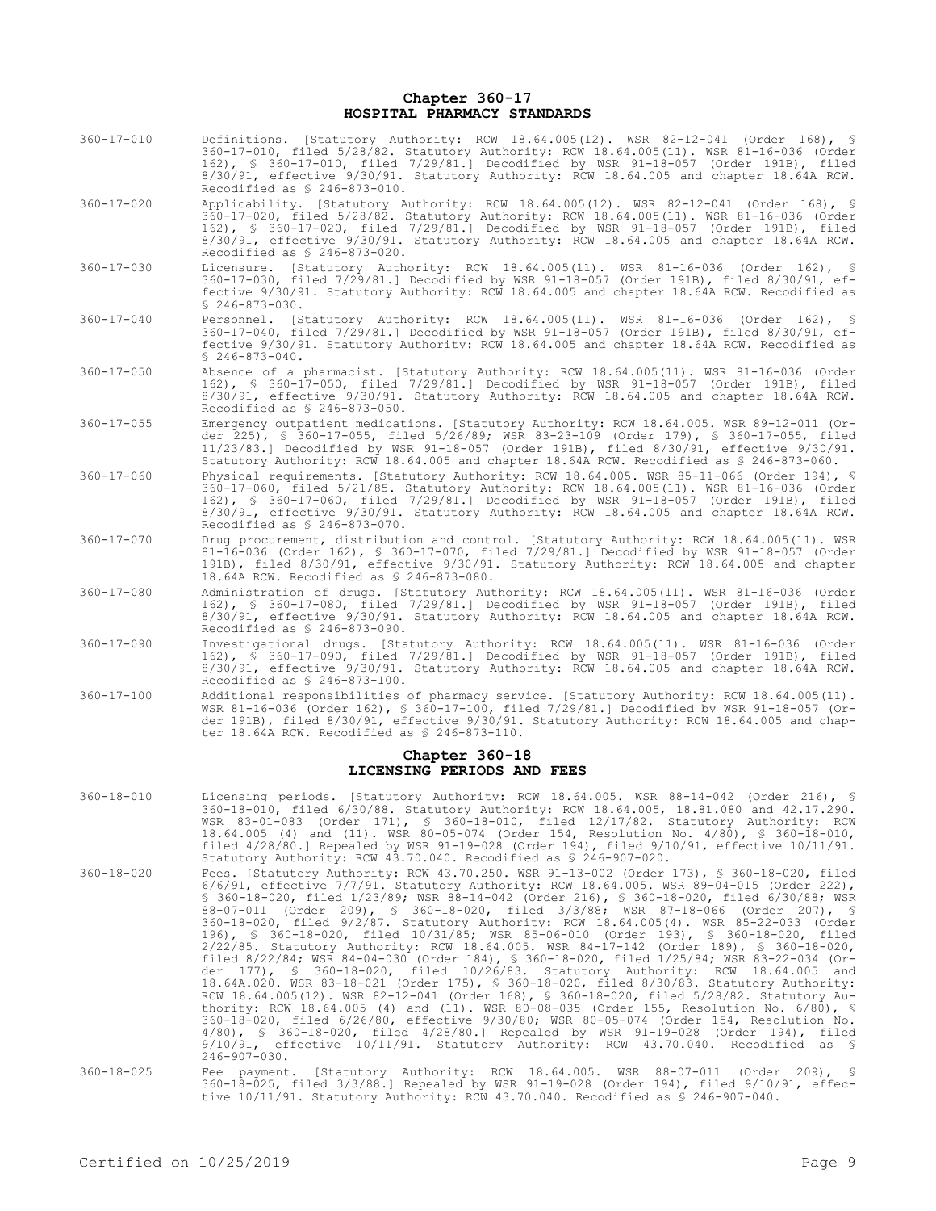## Chapter 360-17
## HOSPITAL PHARMACY STANDARDS

360-17-010 Definitions. [Statutory Authority: RCW 18.64.005(12). WSR 82-12-041 (Order 168), § 360-17-010, filed 5/28/82. Statutory Authority: RCW 18.64.005(11). WSR 81-16-036 (Order 162), § 360-17-010, filed 7/29/81.] Decodified by WSR 91-18-057 (Order 191B), filed 8/30/91, effective 9/30/91. Statutory Authority: RCW 18.64.005 and chapter 18.64A RCW. Recodified as § 246-873-010.

360-17-020 Applicability. [Statutory Authority: RCW 18.64.005(12). WSR 82-12-041 (Order 168), § 360-17-020, filed 5/28/82. Statutory Authority: RCW 18.64.005(11). WSR 81-16-036 (Order 162), § 360-17-020, filed 7/29/81.] Decodified by WSR 91-18-057 (Order 191B), filed 8/30/91, effective 9/30/91. Statutory Authority: RCW 18.64.005 and chapter 18.64A RCW. Recodified as § 246-873-020.

360-17-030 Licensure. [Statutory Authority: RCW 18.64.005(11). WSR 81-16-036 (Order 162), § 360-17-030, filed 7/29/81.] Decodified by WSR 91-18-057 (Order 191B), filed 8/30/91, effective 9/30/91. Statutory Authority: RCW 18.64.005 and chapter 18.64A RCW. Recodified as § 246-873-030.

360-17-040 Personnel. [Statutory Authority: RCW 18.64.005(11). WSR 81-16-036 (Order 162), § 360-17-040, filed 7/29/81.] Decodified by WSR 91-18-057 (Order 191B), filed 8/30/91, effective 9/30/91. Statutory Authority: RCW 18.64.005 and chapter 18.64A RCW. Recodified as § 246-873-040.

360-17-050 Absence of a pharmacist. [Statutory Authority: RCW 18.64.005(11). WSR 81-16-036 (Order 162), § 360-17-050, filed 7/29/81.] Decodified by WSR 91-18-057 (Order 191B), filed 8/30/91, effective 9/30/91. Statutory Authority: RCW 18.64.005 and chapter 18.64A RCW. Recodified as § 246-873-050.

360-17-055 Emergency outpatient medications. [Statutory Authority: RCW 18.64.005. WSR 89-12-011 (Order 225), § 360-17-055, filed 5/26/89; WSR 83-23-109 (Order 179), § 360-17-055, filed 11/23/83.] Decodified by WSR 91-18-057 (Order 191B), filed 8/30/91, effective 9/30/91. Statutory Authority: RCW 18.64.005 and chapter 18.64A RCW. Recodified as § 246-873-060.

360-17-060 Physical requirements. [Statutory Authority: RCW 18.64.005. WSR 85-11-066 (Order 194), § 360-17-060, filed 5/21/85. Statutory Authority: RCW 18.64.005(11). WSR 81-16-036 (Order 162), § 360-17-060, filed 7/29/81.] Decodified by WSR 91-18-057 (Order 191B), filed 8/30/91, effective 9/30/91. Statutory Authority: RCW 18.64.005 and chapter 18.64A RCW. Recodified as § 246-873-070.

360-17-070 Drug procurement, distribution and control. [Statutory Authority: RCW 18.64.005(11). WSR 81-16-036 (Order 162), § 360-17-070, filed 7/29/81.] Decodified by WSR 91-18-057 (Order 191B), filed 8/30/91, effective 9/30/91. Statutory Authority: RCW 18.64.005 and chapter 18.64A RCW. Recodified as § 246-873-080.

360-17-080 Administration of drugs. [Statutory Authority: RCW 18.64.005(11). WSR 81-16-036 (Order 162), § 360-17-080, filed 7/29/81.] Decodified by WSR 91-18-057 (Order 191B), filed 8/30/91, effective 9/30/91. Statutory Authority: RCW 18.64.005 and chapter 18.64A RCW. Recodified as § 246-873-090.

360-17-090 Investigational drugs. [Statutory Authority: RCW 18.64.005(11). WSR 81-16-036 (Order 162), § 360-17-090, filed 7/29/81.] Decodified by WSR 91-18-057 (Order 191B), filed 8/30/91, effective 9/30/91. Statutory Authority: RCW 18.64.005 and chapter 18.64A RCW. Recodified as § 246-873-100.

360-17-100 Additional responsibilities of pharmacy service. [Statutory Authority: RCW 18.64.005(11). WSR 81-16-036 (Order 162), § 360-17-100, filed 7/29/81.] Decodified by WSR 91-18-057 (Order 191B), filed 8/30/91, effective 9/30/91. Statutory Authority: RCW 18.64.005 and chapter 18.64A RCW. Recodified as § 246-873-110.

## Chapter 360-18
## LICENSING PERIODS AND FEES

360-18-010 Licensing periods. [Statutory Authority: RCW 18.64.005. WSR 88-14-042 (Order 216), § 360-18-010, filed 6/30/88. Statutory Authority: RCW 18.64.005, 18.81.080 and 42.17.290. WSR 83-01-083 (Order 171), § 360-18-010, filed 12/17/82. Statutory Authority: RCW 18.64.005 (4) and (11). WSR 80-05-074 (Order 154, Resolution No. 4/80), § 360-18-010, filed 4/28/80.] Repealed by WSR 91-19-028 (Order 194), filed 9/10/91, effective 10/11/91. Statutory Authority: RCW 43.70.040. Recodified as § 246-907-020.

360-18-020 Fees. [Statutory Authority: RCW 43.70.250. WSR 91-13-002 (Order 173), § 360-18-020, filed 6/6/91, effective 7/7/91. Statutory Authority: RCW 18.64.005. WSR 89-04-015 (Order 222), § 360-18-020, filed 1/23/89; WSR 88-14-042 (Order 216), § 360-18-020, filed 6/30/88; WSR 88-07-011 (Order 209), § 360-18-020, filed 3/3/88; WSR 87-18-066 (Order 207), § 360-18-020, filed 9/2/87. Statutory Authority: RCW 18.64.005(4). WSR 85-22-033 (Order 196), § 360-18-020, filed 10/31/85; WSR 85-06-010 (Order 193), § 360-18-020, filed 2/22/85. Statutory Authority: RCW 18.64.005. WSR 84-17-142 (Order 189), § 360-18-020, filed 8/22/84; WSR 84-04-030 (Order 184), § 360-18-020, filed 1/25/84; WSR 83-22-034 (Order 177), § 360-18-020, filed 10/26/83. Statutory Authority: RCW 18.64.005 and 18.64A.020. WSR 83-18-021 (Order 175), § 360-18-020, filed 8/30/83. Statutory Authority: RCW 18.64.005(12). WSR 82-12-041 (Order 168), § 360-18-020, filed 5/28/82. Statutory Authority: RCW 18.64.005 (4) and (11). WSR 80-08-035 (Order 155, Resolution No. 6/80), § 360-18-020, filed 6/26/80, effective 9/30/80; WSR 80-05-074 (Order 154, Resolution No. 4/80), § 360-18-020, filed 4/28/80.] Repealed by WSR 91-19-028 (Order 194), filed 9/10/91, effective 10/11/91. Statutory Authority: RCW 43.70.040. Recodified as § 246-907-030.

360-18-025 Fee payment. [Statutory Authority: RCW 18.64.005. WSR 88-07-011 (Order 209), § 360-18-025, filed 3/3/88.] Repealed by WSR 91-19-028 (Order 194), filed 9/10/91, effective 10/11/91. Statutory Authority: RCW 43.70.040. Recodified as § 246-907-040.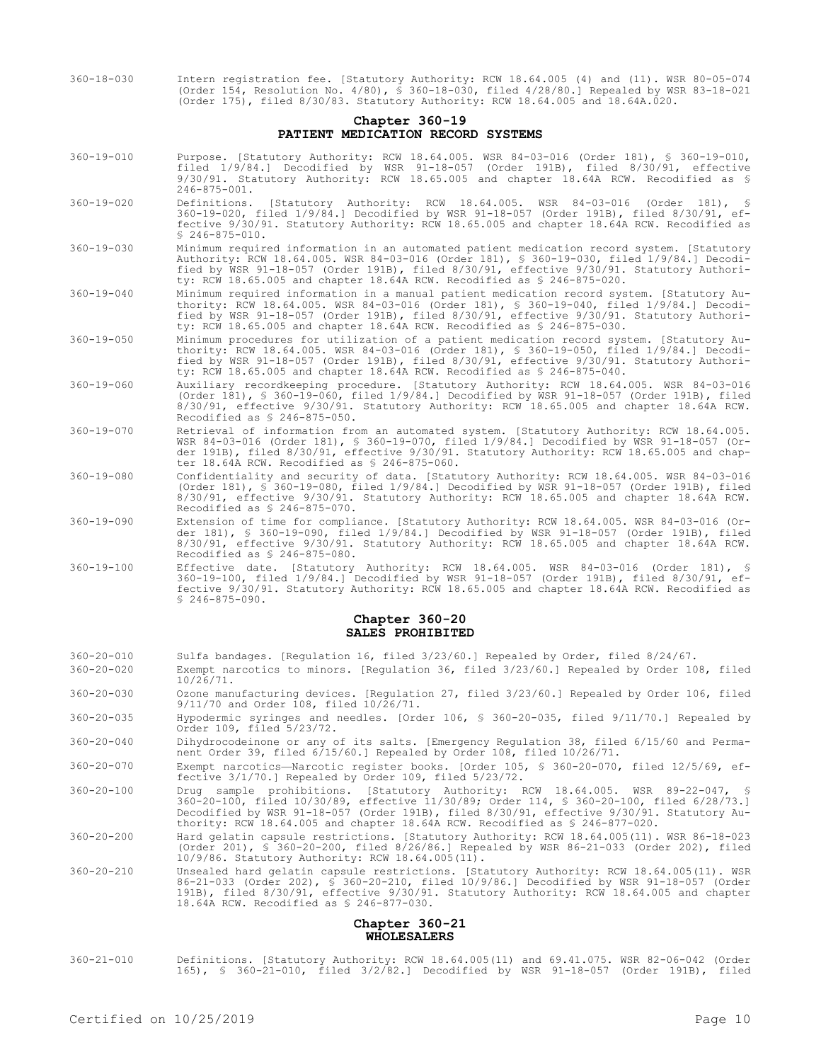360-18-030 Intern registration fee. [Statutory Authority: RCW 18.64.005 (4) and (11). WSR 80-05-074 (Order 154, Resolution No. 4/80), § 360-18-030, filed 4/28/80.] Repealed by WSR 83-18-021 (Order 175), filed 8/30/83. Statutory Authority: RCW 18.64.005 and 18.64A.020.

## Chapter 360-19
## PATIENT MEDICATION RECORD SYSTEMS

360-19-010 Purpose. [Statutory Authority: RCW 18.64.005. WSR 84-03-016 (Order 181), § 360-19-010, filed 1/9/84.] Decodified by WSR 91-18-057 (Order 191B), filed 8/30/91, effective 9/30/91. Statutory Authority: RCW 18.65.005 and chapter 18.64A RCW. Recodified as § 246-875-001.

360-19-020 Definitions. [Statutory Authority: RCW 18.64.005. WSR 84-03-016 (Order 181), § 360-19-020, filed 1/9/84.] Decodified by WSR 91-18-057 (Order 191B), filed 8/30/91, effective 9/30/91. Statutory Authority: RCW 18.65.005 and chapter 18.64A RCW. Recodified as § 246-875-010.

360-19-030 Minimum required information in an automated patient medication record system. [Statutory Authority: RCW 18.64.005. WSR 84-03-016 (Order 181), § 360-19-030, filed 1/9/84.] Decodified by WSR 91-18-057 (Order 191B), filed 8/30/91, effective 9/30/91. Statutory Authority: RCW 18.65.005 and chapter 18.64A RCW. Recodified as § 246-875-020.

360-19-040 Minimum required information in a manual patient medication record system. [Statutory Authority: RCW 18.64.005. WSR 84-03-016 (Order 181), § 360-19-040, filed 1/9/84.] Decodified by WSR 91-18-057 (Order 191B), filed 8/30/91, effective 9/30/91. Statutory Authority: RCW 18.65.005 and chapter 18.64A RCW. Recodified as § 246-875-030.

360-19-050 Minimum procedures for utilization of a patient medication record system. [Statutory Authority: RCW 18.64.005. WSR 84-03-016 (Order 181), § 360-19-050, filed 1/9/84.] Decodified by WSR 91-18-057 (Order 191B), filed 8/30/91, effective 9/30/91. Statutory Authority: RCW 18.65.005 and chapter 18.64A RCW. Recodified as § 246-875-040.

360-19-060 Auxiliary recordkeeping procedure. [Statutory Authority: RCW 18.64.005. WSR 84-03-016 (Order 181), § 360-19-060, filed 1/9/84.] Decodified by WSR 91-18-057 (Order 191B), filed 8/30/91, effective 9/30/91. Statutory Authority: RCW 18.65.005 and chapter 18.64A RCW. Recodified as § 246-875-050.

360-19-070 Retrieval of information from an automated system. [Statutory Authority: RCW 18.64.005. WSR 84-03-016 (Order 181), § 360-19-070, filed 1/9/84.] Decodified by WSR 91-18-057 (Order 191B), filed 8/30/91, effective 9/30/91. Statutory Authority: RCW 18.65.005 and chapter 18.64A RCW. Recodified as § 246-875-060.

360-19-080 Confidentiality and security of data. [Statutory Authority: RCW 18.64.005. WSR 84-03-016 (Order 181), § 360-19-080, filed 1/9/84.] Decodified by WSR 91-18-057 (Order 191B), filed 8/30/91, effective 9/30/91. Statutory Authority: RCW 18.65.005 and chapter 18.64A RCW. Recodified as § 246-875-070.

360-19-090 Extension of time for compliance. [Statutory Authority: RCW 18.64.005. WSR 84-03-016 (Order 181), § 360-19-090, filed 1/9/84.] Decodified by WSR 91-18-057 (Order 191B), filed 8/30/91, effective 9/30/91. Statutory Authority: RCW 18.65.005 and chapter 18.64A RCW. Recodified as § 246-875-080.

360-19-100 Effective date. [Statutory Authority: RCW 18.64.005. WSR 84-03-016 (Order 181), § 360-19-100, filed 1/9/84.] Decodified by WSR 91-18-057 (Order 191B), filed 8/30/91, effective 9/30/91. Statutory Authority: RCW 18.65.005 and chapter 18.64A RCW. Recodified as § 246-875-090.

## Chapter 360-20
## SALES PROHIBITED

360-20-010 Sulfa bandages. [Regulation 16, filed 3/23/60.] Repealed by Order, filed 8/24/67.

360-20-020 Exempt narcotics to minors. [Regulation 36, filed 3/23/60.] Repealed by Order 108, filed 10/26/71.

360-20-030 Ozone manufacturing devices. [Regulation 27, filed 3/23/60.] Repealed by Order 106, filed 9/11/70 and Order 108, filed 10/26/71.

360-20-035 Hypodermic syringes and needles. [Order 106, § 360-20-035, filed 9/11/70.] Repealed by Order 109, filed 5/23/72.

360-20-040 Dihydrocodeinone or any of its salts. [Emergency Regulation 38, filed 6/15/60 and Permanent Order 39, filed 6/15/60.] Repealed by Order 108, filed 10/26/71.

360-20-070 Exempt narcotics—Narcotic register books. [Order 105, § 360-20-070, filed 12/5/69, effective 3/1/70.] Repealed by Order 109, filed 5/23/72.

360-20-100 Drug sample prohibitions. [Statutory Authority: RCW 18.64.005. WSR 89-22-047, § 360-20-100, filed 10/30/89, effective 11/30/89; Order 114, § 360-20-100, filed 6/28/73.] Decodified by WSR 91-18-057 (Order 191B), filed 8/30/91, effective 9/30/91. Statutory Authority: RCW 18.64.005 and chapter 18.64A RCW. Recodified as § 246-877-020.

360-20-200 Hard gelatin capsule restrictions. [Statutory Authority: RCW 18.64.005(11). WSR 86-18-023 (Order 201), § 360-20-200, filed 8/26/86.] Repealed by WSR 86-21-033 (Order 202), filed 10/9/86. Statutory Authority: RCW 18.64.005(11).

360-20-210 Unsealed hard gelatin capsule restrictions. [Statutory Authority: RCW 18.64.005(11). WSR 86-21-033 (Order 202), § 360-20-210, filed 10/9/86.] Decodified by WSR 91-18-057 (Order 191B), filed 8/30/91, effective 9/30/91. Statutory Authority: RCW 18.64.005 and chapter 18.64A RCW. Recodified as § 246-877-030.

## Chapter 360-21
## WHOLESALERS

360-21-010 Definitions. [Statutory Authority: RCW 18.64.005(11) and 69.41.075. WSR 82-06-042 (Order 165), § 360-21-010, filed 3/2/82.] Decodified by WSR 91-18-057 (Order 191B), filed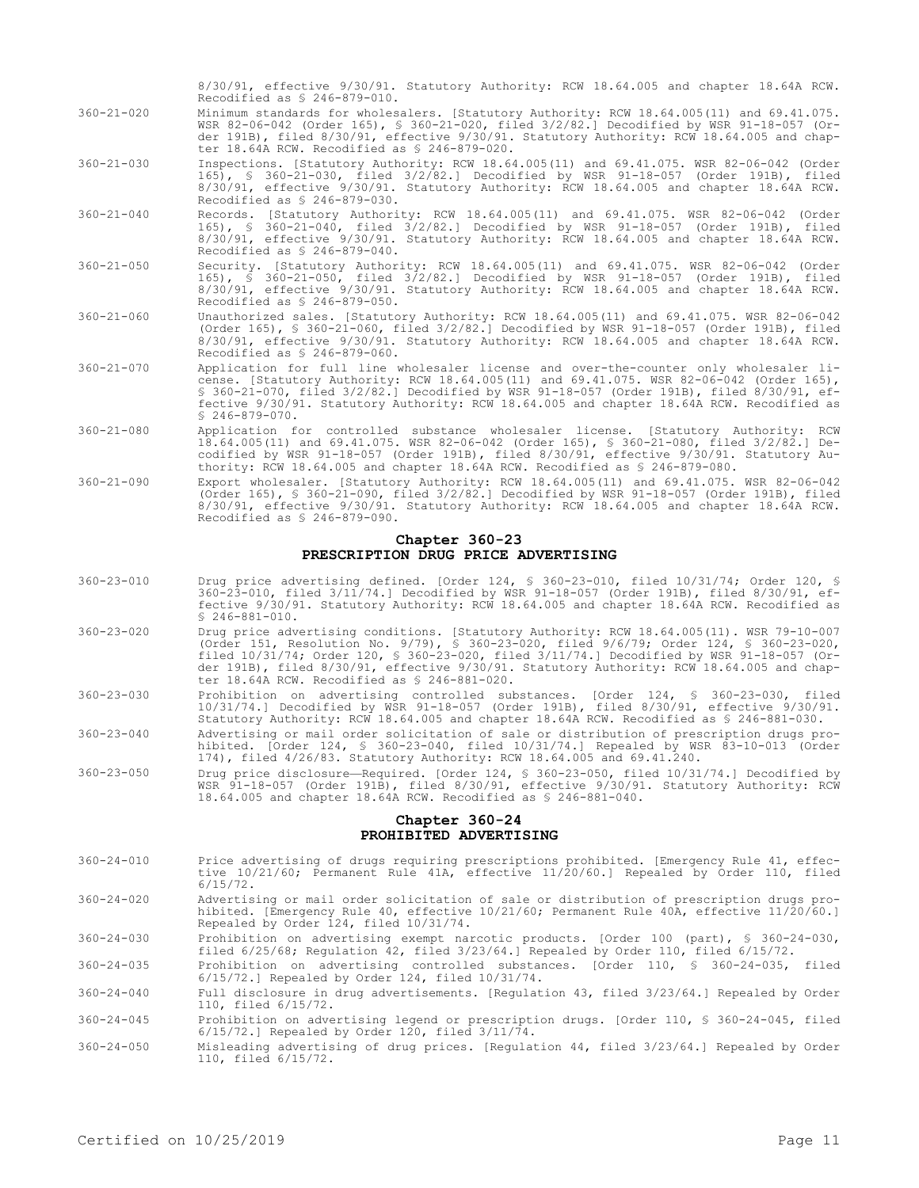8/30/91, effective 9/30/91. Statutory Authority: RCW 18.64.005 and chapter 18.64A RCW. Recodified as § 246-879-010.

360-21-020 Minimum standards for wholesalers. [Statutory Authority: RCW 18.64.005(11) and 69.41.075. WSR 82-06-042 (Order 165), § 360-21-020, filed 3/2/82.] Decodified by WSR 91-18-057 (Order 191B), filed 8/30/91, effective 9/30/91. Statutory Authority: RCW 18.64.005 and chapter 18.64A RCW. Recodified as § 246-879-020.

360-21-030 Inspections. [Statutory Authority: RCW 18.64.005(11) and 69.41.075. WSR 82-06-042 (Order 165), § 360-21-030, filed 3/2/82.] Decodified by WSR 91-18-057 (Order 191B), filed 8/30/91, effective 9/30/91. Statutory Authority: RCW 18.64.005 and chapter 18.64A RCW. Recodified as § 246-879-030.

360-21-040 Records. [Statutory Authority: RCW 18.64.005(11) and 69.41.075. WSR 82-06-042 (Order 165), § 360-21-040, filed 3/2/82.] Decodified by WSR 91-18-057 (Order 191B), filed 8/30/91, effective 9/30/91. Statutory Authority: RCW 18.64.005 and chapter 18.64A RCW. Recodified as § 246-879-040.

360-21-050 Security. [Statutory Authority: RCW 18.64.005(11) and 69.41.075. WSR 82-06-042 (Order 165), § 360-21-050, filed 3/2/82.] Decodified by WSR 91-18-057 (Order 191B), filed 8/30/91, effective 9/30/91. Statutory Authority: RCW 18.64.005 and chapter 18.64A RCW. Recodified as § 246-879-050.

360-21-060 Unauthorized sales. [Statutory Authority: RCW 18.64.005(11) and 69.41.075. WSR 82-06-042 (Order 165), § 360-21-060, filed 3/2/82.] Decodified by WSR 91-18-057 (Order 191B), filed 8/30/91, effective 9/30/91. Statutory Authority: RCW 18.64.005 and chapter 18.64A RCW. Recodified as § 246-879-060.

360-21-070 Application for full line wholesaler license and over-the-counter only wholesaler license. [Statutory Authority: RCW 18.64.005(11) and 69.41.075. WSR 82-06-042 (Order 165), § 360-21-070, filed 3/2/82.] Decodified by WSR 91-18-057 (Order 191B), filed 8/30/91, effective 9/30/91. Statutory Authority: RCW 18.64.005 and chapter 18.64A RCW. Recodified as § 246-879-070.

360-21-080 Application for controlled substance wholesaler license. [Statutory Authority: RCW 18.64.005(11) and 69.41.075. WSR 82-06-042 (Order 165), § 360-21-080, filed 3/2/82.] Decodified by WSR 91-18-057 (Order 191B), filed 8/30/91, effective 9/30/91. Statutory Authority: RCW 18.64.005 and chapter 18.64A RCW. Recodified as § 246-879-080.

360-21-090 Export wholesaler. [Statutory Authority: RCW 18.64.005(11) and 69.41.075. WSR 82-06-042 (Order 165), § 360-21-090, filed 3/2/82.] Decodified by WSR 91-18-057 (Order 191B), filed 8/30/91, effective 9/30/91. Statutory Authority: RCW 18.64.005 and chapter 18.64A RCW. Recodified as § 246-879-090.

## Chapter 360-23
## PRESCRIPTION DRUG PRICE ADVERTISING

360-23-010 Drug price advertising defined. [Order 124, § 360-23-010, filed 10/31/74; Order 120, § 360-23-010, filed 3/11/74.] Decodified by WSR 91-18-057 (Order 191B), filed 8/30/91, effective 9/30/91. Statutory Authority: RCW 18.64.005 and chapter 18.64A RCW. Recodified as § 246-881-010.

360-23-020 Drug price advertising conditions. [Statutory Authority: RCW 18.64.005(11). WSR 79-10-007 (Order 151, Resolution No. 9/79), § 360-23-020, filed 9/6/79; Order 124, § 360-23-020, filed 10/31/74; Order 120, § 360-23-020, filed 3/11/74.] Decodified by WSR 91-18-057 (Order 191B), filed 8/30/91, effective 9/30/91. Statutory Authority: RCW 18.64.005 and chapter 18.64A RCW. Recodified as § 246-881-020.

360-23-030 Prohibition on advertising controlled substances. [Order 124, § 360-23-030, filed 10/31/74.] Decodified by WSR 91-18-057 (Order 191B), filed 8/30/91, effective 9/30/91. Statutory Authority: RCW 18.64.005 and chapter 18.64A RCW. Recodified as § 246-881-030.

360-23-040 Advertising or mail order solicitation of sale or distribution of prescription drugs prohibited. [Order 124, § 360-23-040, filed 10/31/74.] Repealed by WSR 83-10-013 (Order 174), filed 4/26/83. Statutory Authority: RCW 18.64.005 and 69.41.240.

360-23-050 Drug price disclosure—Required. [Order 124, § 360-23-050, filed 10/31/74.] Decodified by WSR 91-18-057 (Order 191B), filed 8/30/91, effective 9/30/91. Statutory Authority: RCW 18.64.005 and chapter 18.64A RCW. Recodified as § 246-881-040.

## Chapter 360-24
## PROHIBITED ADVERTISING

360-24-010 Price advertising of drugs requiring prescriptions prohibited. [Emergency Rule 41, effective 10/21/60; Permanent Rule 41A, effective 11/20/60.] Repealed by Order 110, filed 6/15/72.

360-24-020 Advertising or mail order solicitation of sale or distribution of prescription drugs prohibited. [Emergency Rule 40, effective 10/21/60; Permanent Rule 40A, effective 11/20/60.] Repealed by Order 124, filed 10/31/74.

360-24-030 Prohibition on advertising exempt narcotic products. [Order 100 (part), § 360-24-030, filed 6/25/68; Regulation 42, filed 3/23/64.] Repealed by Order 110, filed 6/15/72.

360-24-035 Prohibition on advertising controlled substances. [Order 110, § 360-24-035, filed 6/15/72.] Repealed by Order 124, filed 10/31/74.

360-24-040 Full disclosure in drug advertisements. [Regulation 43, filed 3/23/64.] Repealed by Order 110, filed 6/15/72.

360-24-045 Prohibition on advertising legend or prescription drugs. [Order 110, § 360-24-045, filed 6/15/72.] Repealed by Order 120, filed 3/11/74.

360-24-050 Misleading advertising of drug prices. [Regulation 44, filed 3/23/64.] Repealed by Order 110, filed 6/15/72.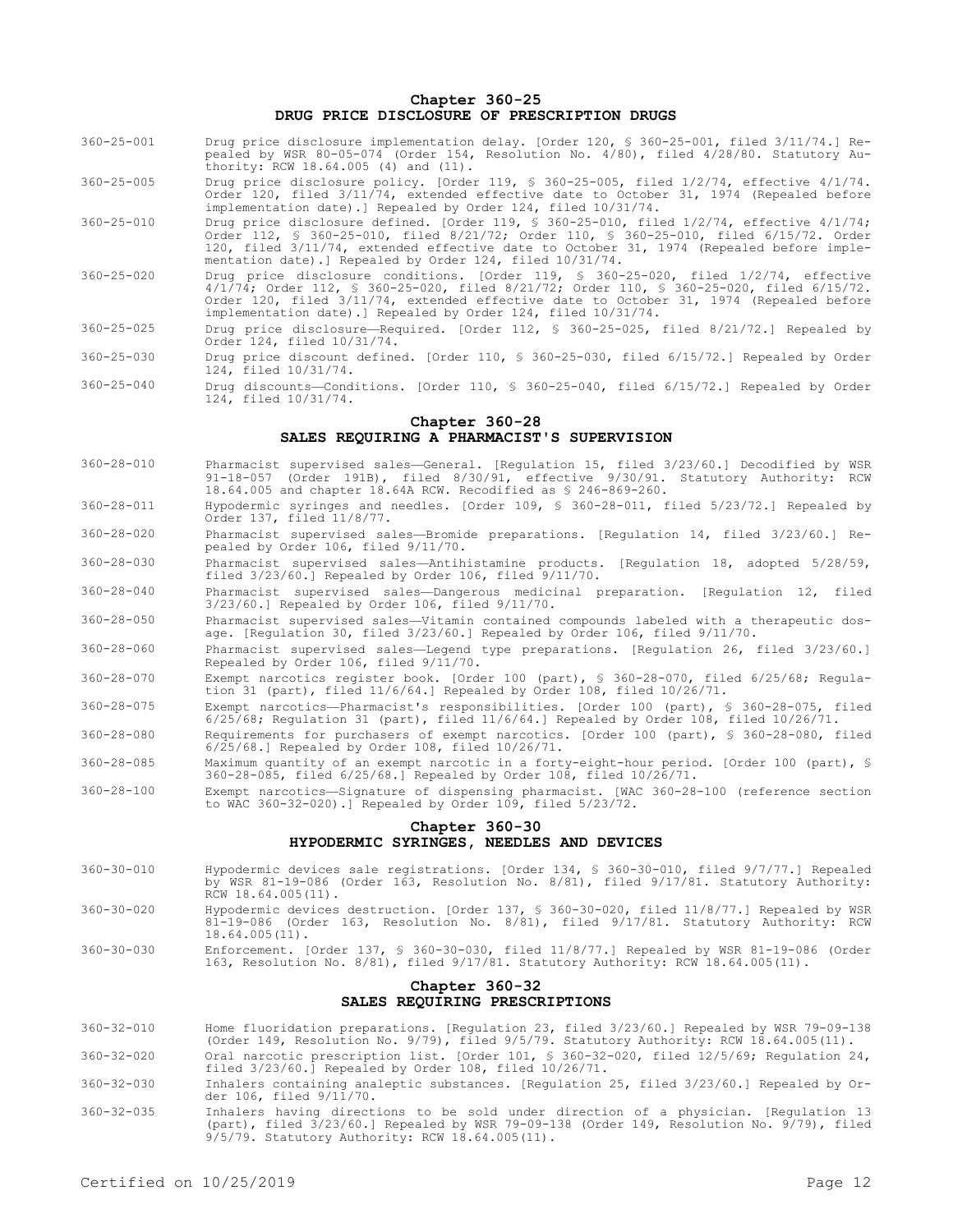## Chapter 360-25
## DRUG PRICE DISCLOSURE OF PRESCRIPTION DRUGS

360-25-001 Drug price disclosure implementation delay. [Order 120, § 360-25-001, filed 3/11/74.] Repealed by WSR 80-05-074 (Order 154, Resolution No. 4/80), filed 4/28/80. Statutory Authority: RCW 18.64.005 (4) and (11).

360-25-005 Drug price disclosure policy. [Order 119, § 360-25-005, filed 1/2/74, effective 4/1/74. Order 120, filed 3/11/74, extended effective date to October 31, 1974 (Repealed before implementation date).] Repealed by Order 124, filed 10/31/74.

360-25-010 Drug price disclosure defined. [Order 119, § 360-25-010, filed 1/2/74, effective 4/1/74; Order 112, § 360-25-010, filed 8/21/72; Order 110, § 360-25-010, filed 6/15/72. Order 120, filed 3/11/74, extended effective date to October 31, 1974 (Repealed before implementation date).] Repealed by Order 124, filed 10/31/74.

360-25-020 Drug price disclosure conditions. [Order 119, § 360-25-020, filed 1/2/74, effective 4/1/74; Order 112, § 360-25-020, filed 8/21/72; Order 110, § 360-25-020, filed 6/15/72. Order 120, filed 3/11/74, extended effective date to October 31, 1974 (Repealed before implementation date).] Repealed by Order 124, filed 10/31/74.

360-25-025 Drug price disclosure—Required. [Order 112, § 360-25-025, filed 8/21/72.] Repealed by Order 124, filed 10/31/74.

360-25-030 Drug price discount defined. [Order 110, § 360-25-030, filed 6/15/72.] Repealed by Order 124, filed 10/31/74.

360-25-040 Drug discounts—Conditions. [Order 110, § 360-25-040, filed 6/15/72.] Repealed by Order 124, filed 10/31/74.

## Chapter 360-28
## SALES REQUIRING A PHARMACIST'S SUPERVISION

360-28-010 Pharmacist supervised sales—General. [Regulation 15, filed 3/23/60.] Decodified by WSR 91-18-057 (Order 191B), filed 8/30/91, effective 9/30/91. Statutory Authority: RCW 18.64.005 and chapter 18.64A RCW. Recodified as § 246-869-260.

360-28-011 Hypodermic syringes and needles. [Order 109, § 360-28-011, filed 5/23/72.] Repealed by Order 137, filed 11/8/77.

360-28-020 Pharmacist supervised sales—Bromide preparations. [Regulation 14, filed 3/23/60.] Repealed by Order 106, filed 9/11/70.

360-28-030 Pharmacist supervised sales—Antihistamine products. [Regulation 18, adopted 5/28/59, filed 3/23/60.] Repealed by Order 106, filed 9/11/70.

360-28-040 Pharmacist supervised sales—Dangerous medicinal preparation. [Regulation 12, filed 3/23/60.] Repealed by Order 106, filed 9/11/70.

360-28-050 Pharmacist supervised sales—Vitamin contained compounds labeled with a therapeutic dosage. [Regulation 30, filed 3/23/60.] Repealed by Order 106, filed 9/11/70.

360-28-060 Pharmacist supervised sales—Legend type preparations. [Regulation 26, filed 3/23/60.] Repealed by Order 106, filed 9/11/70.

360-28-070 Exempt narcotics register book. [Order 100 (part), § 360-28-070, filed 6/25/68; Regulation 31 (part), filed 11/6/64.] Repealed by Order 108, filed 10/26/71.

360-28-075 Exempt narcotics—Pharmacist's responsibilities. [Order 100 (part), § 360-28-075, filed 6/25/68; Regulation 31 (part), filed 11/6/64.] Repealed by Order 108, filed 10/26/71.

360-28-080 Requirements for purchasers of exempt narcotics. [Order 100 (part), § 360-28-080, filed 6/25/68.] Repealed by Order 108, filed 10/26/71.

360-28-085 Maximum quantity of an exempt narcotic in a forty-eight-hour period. [Order 100 (part), § 360-28-085, filed 6/25/68.] Repealed by Order 108, filed 10/26/71.

360-28-100 Exempt narcotics—Signature of dispensing pharmacist. [WAC 360-28-100 (reference section to WAC 360-32-020).] Repealed by Order 109, filed 5/23/72.

## Chapter 360-30
## HYPODERMIC SYRINGES, NEEDLES AND DEVICES

360-30-010 Hypodermic devices sale registrations. [Order 134, § 360-30-010, filed 9/7/77.] Repealed by WSR 81-19-086 (Order 163, Resolution No. 8/81), filed 9/17/81. Statutory Authority: RCW 18.64.005(11).

360-30-020 Hypodermic devices destruction. [Order 137, § 360-30-020, filed 11/8/77.] Repealed by WSR 81-19-086 (Order 163, Resolution No. 8/81), filed 9/17/81. Statutory Authority: RCW 18.64.005(11).

360-30-030 Enforcement. [Order 137, § 360-30-030, filed 11/8/77.] Repealed by WSR 81-19-086 (Order 163, Resolution No. 8/81), filed 9/17/81. Statutory Authority: RCW 18.64.005(11).

## Chapter 360-32
## SALES REQUIRING PRESCRIPTIONS

360-32-010 Home fluoridation preparations. [Regulation 23, filed 3/23/60.] Repealed by WSR 79-09-138 (Order 149, Resolution No. 9/79), filed 9/5/79. Statutory Authority: RCW 18.64.005(11).

360-32-020 Oral narcotic prescription list. [Order 101, § 360-32-020, filed 12/5/69; Regulation 24, filed 3/23/60.] Repealed by Order 108, filed 10/26/71.

360-32-030 Inhalers containing analeptic substances. [Regulation 25, filed 3/23/60.] Repealed by Order 106, filed 9/11/70.

360-32-035 Inhalers having directions to be sold under direction of a physician. [Regulation 13 (part), filed 3/23/60.] Repealed by WSR 79-09-138 (Order 149, Resolution No. 9/79), filed 9/5/79. Statutory Authority: RCW 18.64.005(11).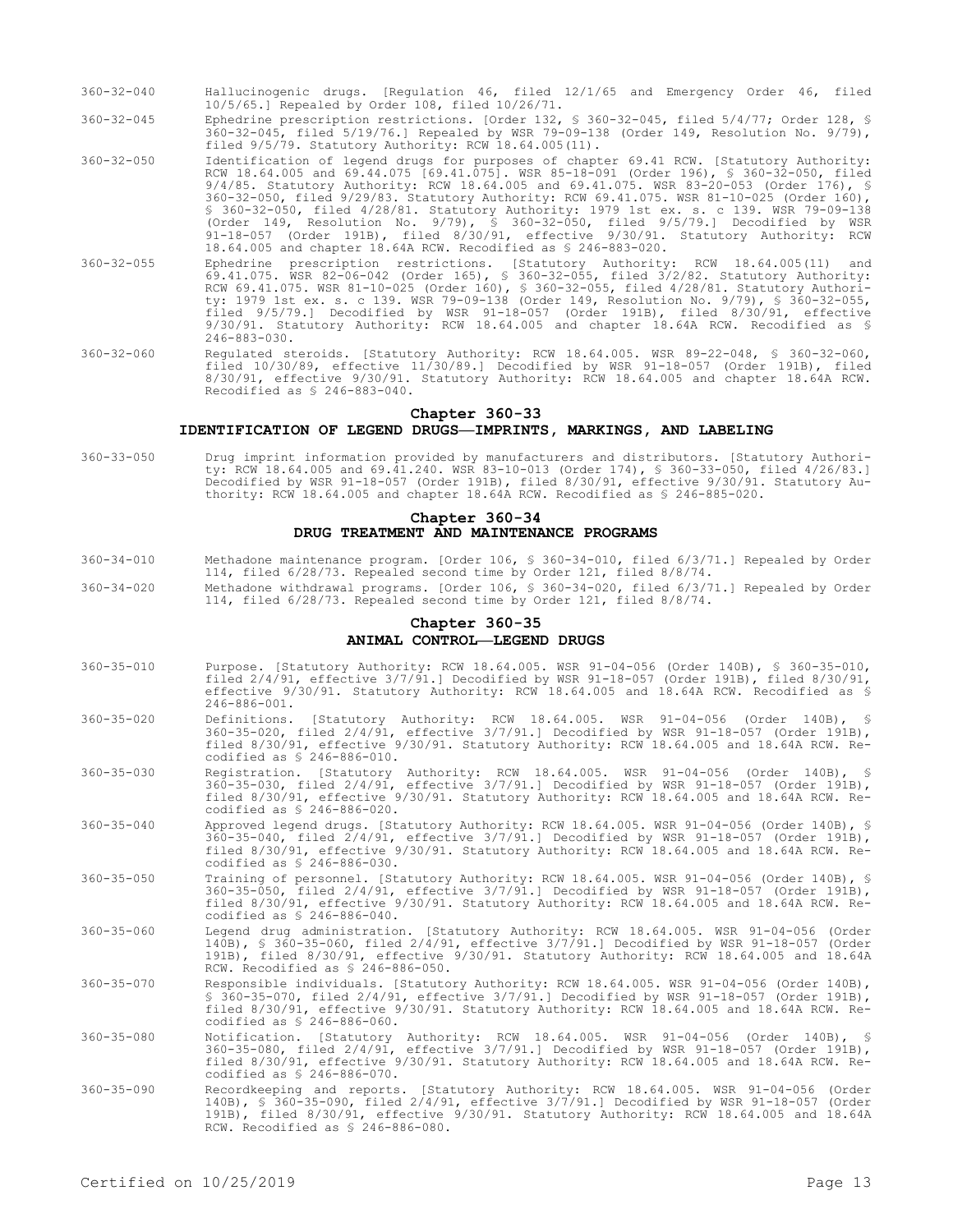360-32-040 Hallucinogenic drugs. [Regulation 46, filed 12/1/65 and Emergency Order 46, filed 10/5/65.] Repealed by Order 108, filed 10/26/71.

360-32-045 Ephedrine prescription restrictions. [Order 132, § 360-32-045, filed 5/4/77; Order 128, § 360-32-045, filed 5/19/76.] Repealed by WSR 79-09-138 (Order 149, Resolution No. 9/79), filed 9/5/79. Statutory Authority: RCW 18.64.005(11).

360-32-050 Identification of legend drugs for purposes of chapter 69.41 RCW. [Statutory Authority: RCW 18.64.005 and 69.44.075 [69.41.075]. WSR 85-18-091 (Order 196), § 360-32-050, filed 9/4/85. Statutory Authority: RCW 18.64.005 and 69.41.075. WSR 83-20-053 (Order 176), § 360-32-050, filed 9/29/83. Statutory Authority: RCW 69.41.075. WSR 81-10-025 (Order 160), § 360-32-050, filed 4/28/81. Statutory Authority: 1979 1st ex. s. c 139. WSR 79-09-138 (Order 149, Resolution No. 9/79), § 360-32-050, filed 9/5/79.] Decodified by WSR 91-18-057 (Order 191B), filed 8/30/91, effective 9/30/91. Statutory Authority: RCW 18.64.005 and chapter 18.64A RCW. Recodified as § 246-883-020.

360-32-055 Ephedrine prescription restrictions. [Statutory Authority: RCW 18.64.005(11) and 69.41.075. WSR 82-06-042 (Order 165), § 360-32-055, filed 3/2/82. Statutory Authority: RCW 69.41.075. WSR 81-10-025 (Order 160), § 360-32-055, filed 4/28/81. Statutory Authority: 1979 1st ex. s. c 139. WSR 79-09-138 (Order 149, Resolution No. 9/79), § 360-32-055, filed 9/5/79.] Decodified by WSR 91-18-057 (Order 191B), filed 8/30/91, effective 9/30/91. Statutory Authority: RCW 18.64.005 and chapter 18.64A RCW. Recodified as § 246-883-030.

360-32-060 Regulated steroids. [Statutory Authority: RCW 18.64.005. WSR 89-22-048, § 360-32-060, filed 10/30/89, effective 11/30/89.] Decodified by WSR 91-18-057 (Order 191B), filed 8/30/91, effective 9/30/91. Statutory Authority: RCW 18.64.005 and chapter 18.64A RCW. Recodified as § 246-883-040.

## Chapter 360-33
## IDENTIFICATION OF LEGEND DRUGS—IMPRINTS, MARKINGS, AND LABELING

360-33-050 Drug imprint information provided by manufacturers and distributors. [Statutory Authority: RCW 18.64.005 and 69.41.240. WSR 83-10-013 (Order 174), § 360-33-050, filed 4/26/83.] Decodified by WSR 91-18-057 (Order 191B), filed 8/30/91, effective 9/30/91. Statutory Authority: RCW 18.64.005 and chapter 18.64A RCW. Recodified as § 246-885-020.

## Chapter 360-34
## DRUG TREATMENT AND MAINTENANCE PROGRAMS

360-34-010 Methadone maintenance program. [Order 106, § 360-34-010, filed 6/3/71.] Repealed by Order 114, filed 6/28/73. Repealed second time by Order 121, filed 8/8/74.

360-34-020 Methadone withdrawal programs. [Order 106, § 360-34-020, filed 6/3/71.] Repealed by Order 114, filed 6/28/73. Repealed second time by Order 121, filed 8/8/74.

## Chapter 360-35
## ANIMAL CONTROL—LEGEND DRUGS

360-35-010 Purpose. [Statutory Authority: RCW 18.64.005. WSR 91-04-056 (Order 140B), § 360-35-010, filed 2/4/91, effective 3/7/91.] Decodified by WSR 91-18-057 (Order 191B), filed 8/30/91, effective 9/30/91. Statutory Authority: RCW 18.64.005 and 18.64A RCW. Recodified as § 246-886-001.

360-35-020 Definitions. [Statutory Authority: RCW 18.64.005. WSR 91-04-056 (Order 140B), § 360-35-020, filed 2/4/91, effective 3/7/91.] Decodified by WSR 91-18-057 (Order 191B), filed 8/30/91, effective 9/30/91. Statutory Authority: RCW 18.64.005 and 18.64A RCW. Recodified as § 246-886-010.

360-35-030 Registration. [Statutory Authority: RCW 18.64.005. WSR 91-04-056 (Order 140B), § 360-35-030, filed 2/4/91, effective 3/7/91.] Decodified by WSR 91-18-057 (Order 191B), filed 8/30/91, effective 9/30/91. Statutory Authority: RCW 18.64.005 and 18.64A RCW. Recodified as § 246-886-020.

360-35-040 Approved legend drugs. [Statutory Authority: RCW 18.64.005. WSR 91-04-056 (Order 140B), § 360-35-040, filed 2/4/91, effective 3/7/91.] Decodified by WSR 91-18-057 (Order 191B), filed 8/30/91, effective 9/30/91. Statutory Authority: RCW 18.64.005 and 18.64A RCW. Recodified as § 246-886-030.

360-35-050 Training of personnel. [Statutory Authority: RCW 18.64.005. WSR 91-04-056 (Order 140B), § 360-35-050, filed 2/4/91, effective 3/7/91.] Decodified by WSR 91-18-057 (Order 191B), filed 8/30/91, effective 9/30/91. Statutory Authority: RCW 18.64.005 and 18.64A RCW. Recodified as § 246-886-040.

360-35-060 Legend drug administration. [Statutory Authority: RCW 18.64.005. WSR 91-04-056 (Order 140B), § 360-35-060, filed 2/4/91, effective 3/7/91.] Decodified by WSR 91-18-057 (Order 191B), filed 8/30/91, effective 9/30/91. Statutory Authority: RCW 18.64.005 and 18.64A RCW. Recodified as § 246-886-050.

360-35-070 Responsible individuals. [Statutory Authority: RCW 18.64.005. WSR 91-04-056 (Order 140B), § 360-35-070, filed 2/4/91, effective 3/7/91.] Decodified by WSR 91-18-057 (Order 191B), filed 8/30/91, effective 9/30/91. Statutory Authority: RCW 18.64.005 and 18.64A RCW. Recodified as § 246-886-060.

360-35-080 Notification. [Statutory Authority: RCW 18.64.005. WSR 91-04-056 (Order 140B), § 360-35-080, filed 2/4/91, effective 3/7/91.] Decodified by WSR 91-18-057 (Order 191B), filed 8/30/91, effective 9/30/91. Statutory Authority: RCW 18.64.005 and 18.64A RCW. Recodified as § 246-886-070.

360-35-090 Recordkeeping and reports. [Statutory Authority: RCW 18.64.005. WSR 91-04-056 (Order 140B), § 360-35-090, filed 2/4/91, effective 3/7/91.] Decodified by WSR 91-18-057 (Order 191B), filed 8/30/91, effective 9/30/91. Statutory Authority: RCW 18.64.005 and 18.64A RCW. Recodified as § 246-886-080.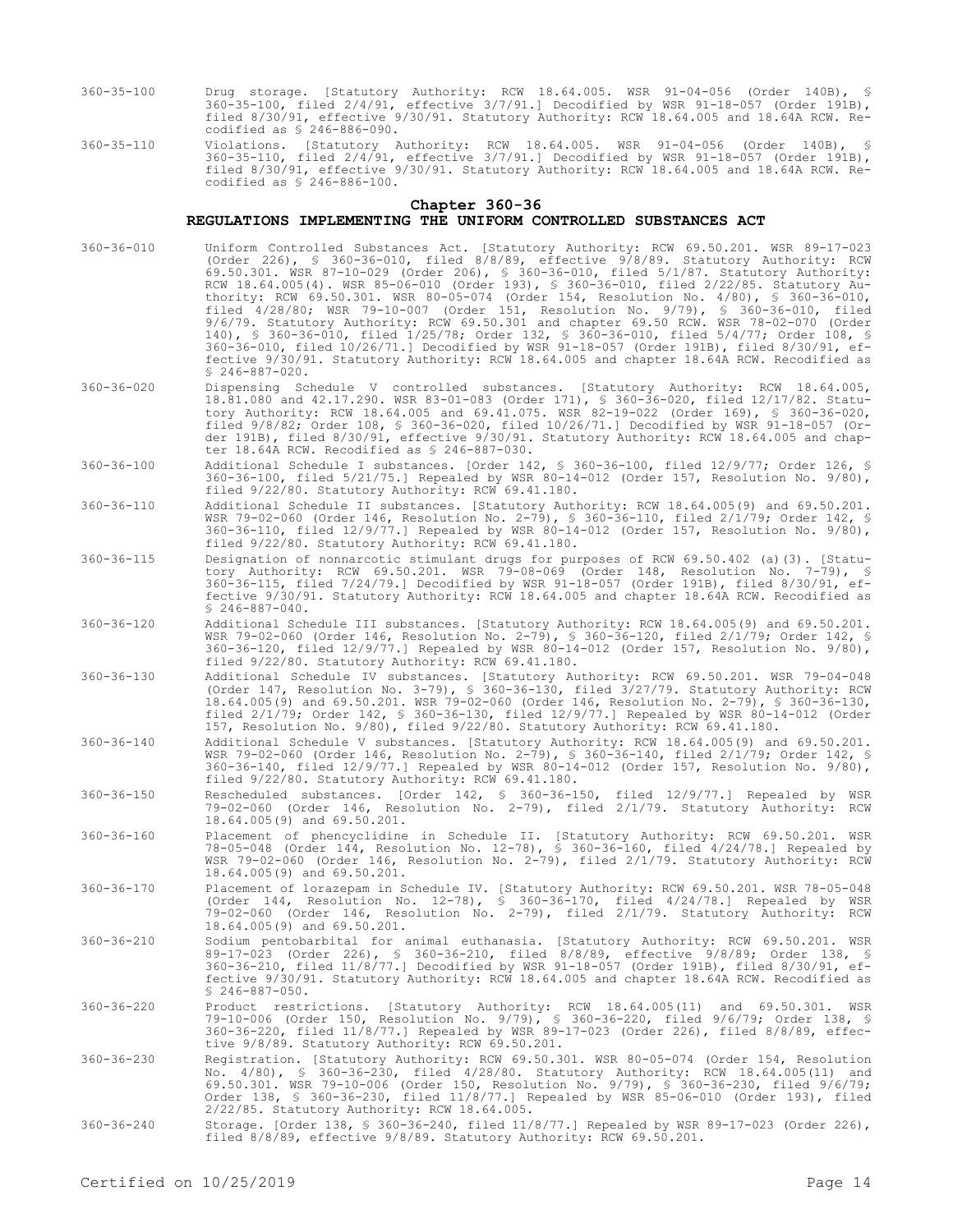360-35-100 Drug storage. [Statutory Authority: RCW 18.64.005. WSR 91-04-056 (Order 140B), § 360-35-100, filed 2/4/91, effective 3/7/91.] Decodified by WSR 91-18-057 (Order 191B), filed 8/30/91, effective 9/30/91. Statutory Authority: RCW 18.64.005 and 18.64A RCW. Recodified as § 246-886-090.

360-35-110 Violations. [Statutory Authority: RCW 18.64.005. WSR 91-04-056 (Order 140B), § 360-35-110, filed 2/4/91, effective 3/7/91.] Decodified by WSR 91-18-057 (Order 191B), filed 8/30/91, effective 9/30/91. Statutory Authority: RCW 18.64.005 and 18.64A RCW. Recodified as § 246-886-100.

## Chapter 360-36
## REGULATIONS IMPLEMENTING THE UNIFORM CONTROLLED SUBSTANCES ACT

360-36-010 Uniform Controlled Substances Act. [Statutory Authority: RCW 69.50.201. WSR 89-17-023 (Order 226), § 360-36-010, filed 8/8/89, effective 9/8/89. Statutory Authority: RCW 69.50.301. WSR 87-10-029 (Order 206), § 360-36-010, filed 5/1/87. Statutory Authority: RCW 18.64.005(4). WSR 85-06-010 (Order 193), § 360-36-010, filed 2/22/85. Statutory Authority: RCW 69.50.301. WSR 80-05-074 (Order 154, Resolution No. 4/80), § 360-36-010, filed 4/28/80; WSR 79-10-007 (Order 151, Resolution No. 9/79), § 360-36-010, filed 9/6/79. Statutory Authority: RCW 69.50.301 and chapter 69.50 RCW. WSR 78-02-070 (Order 140), § 360-36-010, filed 1/25/78; Order 132, § 360-36-010, filed 5/4/77; Order 108, § 360-36-010, filed 10/26/71.] Decodified by WSR 91-18-057 (Order 191B), filed 8/30/91, effective 9/30/91. Statutory Authority: RCW 18.64.005 and chapter 18.64A RCW. Recodified as § 246-887-020.

360-36-020 Dispensing Schedule V controlled substances. [Statutory Authority: RCW 18.64.005, 18.81.080 and 42.17.290. WSR 83-01-083 (Order 171), § 360-36-020, filed 12/17/82. Statutory Authority: RCW 18.64.005 and 69.41.075. WSR 82-19-022 (Order 169), § 360-36-020, filed 9/8/82; Order 108, § 360-36-020, filed 10/26/71.] Decodified by WSR 91-18-057 (Order 191B), filed 8/30/91, effective 9/30/91. Statutory Authority: RCW 18.64.005 and chapter 18.64A RCW. Recodified as § 246-887-030.

360-36-100 Additional Schedule I substances. [Order 142, § 360-36-100, filed 12/9/77; Order 126, § 360-36-100, filed 5/21/75.] Repealed by WSR 80-14-012 (Order 157, Resolution No. 9/80), filed 9/22/80. Statutory Authority: RCW 69.41.180.

360-36-110 Additional Schedule II substances. [Statutory Authority: RCW 18.64.005(9) and 69.50.201. WSR 79-02-060 (Order 146, Resolution No. 2-79), § 360-36-110, filed 2/1/79; Order 142, § 360-36-110, filed 12/9/77.] Repealed by WSR 80-14-012 (Order 157, Resolution No. 9/80), filed 9/22/80. Statutory Authority: RCW 69.41.180.

360-36-115 Designation of nonnarcotic stimulant drugs for purposes of RCW 69.50.402 (a)(3). [Statutory Authority: RCW 69.50.201. WSR 79-08-069 (Order 148, Resolution No. 7-79), § 360-36-115, filed 7/24/79.] Decodified by WSR 91-18-057 (Order 191B), filed 8/30/91, effective 9/30/91. Statutory Authority: RCW 18.64.005 and chapter 18.64A RCW. Recodified as § 246-887-040.

360-36-120 Additional Schedule III substances. [Statutory Authority: RCW 18.64.005(9) and 69.50.201. WSR 79-02-060 (Order 146, Resolution No. 2-79), § 360-36-120, filed 2/1/79; Order 142, § 360-36-120, filed 12/9/77.] Repealed by WSR 80-14-012 (Order 157, Resolution No. 9/80), filed 9/22/80. Statutory Authority: RCW 69.41.180.

360-36-130 Additional Schedule IV substances. [Statutory Authority: RCW 69.50.201. WSR 79-04-048 (Order 147, Resolution No. 3-79), § 360-36-130, filed 3/27/79. Statutory Authority: RCW 18.64.005(9) and 69.50.201. WSR 79-02-060 (Order 146, Resolution No. 2-79), § 360-36-130, filed 2/1/79; Order 142, § 360-36-130, filed 12/9/77.] Repealed by WSR 80-14-012 (Order 157, Resolution No. 9/80), filed 9/22/80. Statutory Authority: RCW 69.41.180.

360-36-140 Additional Schedule V substances. [Statutory Authority: RCW 18.64.005(9) and 69.50.201. WSR 79-02-060 (Order 146, Resolution No. 2-79), § 360-36-140, filed 2/1/79; Order 142, § 360-36-140, filed 12/9/77.] Repealed by WSR 80-14-012 (Order 157, Resolution No. 9/80), filed 9/22/80. Statutory Authority: RCW 69.41.180.

360-36-150 Rescheduled substances. [Order 142, § 360-36-150, filed 12/9/77.] Repealed by WSR 79-02-060 (Order 146, Resolution No. 2-79), filed 2/1/79. Statutory Authority: RCW 18.64.005(9) and 69.50.201.

360-36-160 Placement of phencyclidine in Schedule II. [Statutory Authority: RCW 69.50.201. WSR 78-05-048 (Order 144, Resolution No. 12-78), § 360-36-160, filed 4/24/78.] Repealed by WSR 79-02-060 (Order 146, Resolution No. 2-79), filed 2/1/79. Statutory Authority: RCW 18.64.005(9) and 69.50.201.

360-36-170 Placement of lorazepam in Schedule IV. [Statutory Authority: RCW 69.50.201. WSR 78-05-048 (Order 144, Resolution No. 12-78), § 360-36-170, filed 4/24/78.] Repealed by WSR 79-02-060 (Order 146, Resolution No. 2-79), filed 2/1/79. Statutory Authority: RCW 18.64.005(9) and 69.50.201.

360-36-210 Sodium pentobarbital for animal euthanasia. [Statutory Authority: RCW 69.50.201. WSR 89-17-023 (Order 226), § 360-36-210, filed 8/8/89, effective 9/8/89; Order 138, § 360-36-210, filed 11/8/77.] Decodified by WSR 91-18-057 (Order 191B), filed 8/30/91, effective 9/30/91. Statutory Authority: RCW 18.64.005 and chapter 18.64A RCW. Recodified as § 246-887-050.

360-36-220 Product restrictions. [Statutory Authority: RCW 18.64.005(11) and 69.50.301. WSR 79-10-006 (Order 150, Resolution No. 9/79), § 360-36-220, filed 9/6/79; Order 138, § 360-36-220, filed 11/8/77.] Repealed by WSR 89-17-023 (Order 226), filed 8/8/89, effective 9/8/89. Statutory Authority: RCW 69.50.201.

360-36-230 Registration. [Statutory Authority: RCW 69.50.301. WSR 80-05-074 (Order 154, Resolution No. 4/80), § 360-36-230, filed 4/28/80. Statutory Authority: RCW 18.64.005(11) and 69.50.301. WSR 79-10-006 (Order 150, Resolution No. 9/79), § 360-36-230, filed 9/6/79; Order 138, § 360-36-230, filed 11/8/77.] Repealed by WSR 85-06-010 (Order 193), filed 2/22/85. Statutory Authority: RCW 18.64.005.

360-36-240 Storage. [Order 138, § 360-36-240, filed 11/8/77.] Repealed by WSR 89-17-023 (Order 226), filed 8/8/89, effective 9/8/89. Statutory Authority: RCW 69.50.201.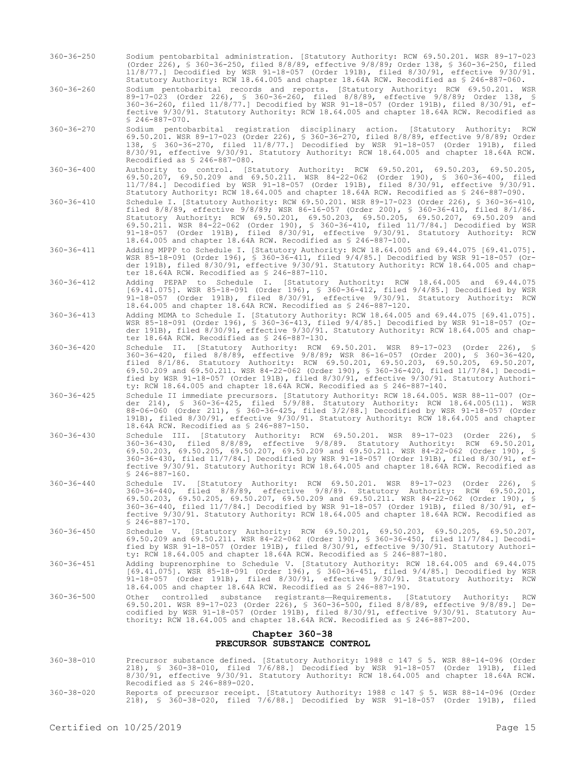360-36-250 Sodium pentobarbital administration. [Statutory Authority: RCW 69.50.201. WSR 89-17-023 (Order 226), § 360-36-250, filed 8/8/89, effective 9/8/89; Order 138, § 360-36-250, filed 11/8/77.] Decodified by WSR 91-18-057 (Order 191B), filed 8/30/91, effective 9/30/91. Statutory Authority: RCW 18.64.005 and chapter 18.64A RCW. Recodified as § 246-887-060.

360-36-260 Sodium pentobarbital records and reports. [Statutory Authority: RCW 69.50.201. WSR 89-17-023 (Order 226), § 360-36-260, filed 8/8/89, effective 9/8/89; Order 138, § 360-36-260, filed 11/8/77.] Decodified by WSR 91-18-057 (Order 191B), filed 8/30/91, effective 9/30/91. Statutory Authority: RCW 18.64.005 and chapter 18.64A RCW. Recodified as § 246-887-070.

360-36-270 Sodium pentobarbital registration disciplinary action. [Statutory Authority: RCW 69.50.201. WSR 89-17-023 (Order 226), § 360-36-270, filed 8/8/89, effective 9/8/89; Order 138, § 360-36-270, filed 11/8/77.] Decodified by WSR 91-18-057 (Order 191B), filed 8/30/91, effective 9/30/91. Statutory Authority: RCW 18.64.005 and chapter 18.64A RCW. Recodified as § 246-887-080.

360-36-400 Authority to control. [Statutory Authority: RCW 69.50.201, 69.50.203, 69.50.205, 69.50.207, 69.50.209 and 69.50.211. WSR 84-22-062 (Order 190), § 360-36-400, filed 11/7/84.] Decodified by WSR 91-18-057 (Order 191B), filed 8/30/91, effective 9/30/91. Statutory Authority: RCW 18.64.005 and chapter 18.64A RCW. Recodified as § 246-887-090.

360-36-410 Schedule I. [Statutory Authority: RCW 69.50.201. WSR 89-17-023 (Order 226), § 360-36-410, filed 8/8/89, effective 9/8/89; WSR 86-16-057 (Order 200), § 360-36-410, filed 8/1/86. Statutory Authority: RCW 69.50.201, 69.50.203, 69.50.205, 69.50.207, 69.50.209 and 69.50.211. WSR 84-22-062 (Order 190), § 360-36-410, filed 11/7/84.] Decodified by WSR 91-18-057 (Order 191B), filed 8/30/91, effective 9/30/91. Statutory Authority: RCW 18.64.005 and chapter 18.64A RCW. Recodified as § 246-887-100.

360-36-411 Adding MPPP to Schedule I. [Statutory Authority: RCW 18.64.005 and 69.44.075 [69.41.075]. WSR 85-18-091 (Order 196), § 360-36-411, filed 9/4/85.] Decodified by WSR 91-18-057 (Order 191B), filed 8/30/91, effective 9/30/91. Statutory Authority: RCW 18.64.005 and chapter 18.64A RCW. Recodified as § 246-887-110.

360-36-412 Adding PEPAP to Schedule I. [Statutory Authority: RCW 18.64.005 and 69.44.075 [69.41.075]. WSR 85-18-091 (Order 196), § 360-36-412, filed 9/4/85.] Decodified by WSR 91-18-057 (Order 191B), filed 8/30/91, effective 9/30/91. Statutory Authority: RCW 18.64.005 and chapter 18.64A RCW. Recodified as § 246-887-120.

360-36-413 Adding MDMA to Schedule I. [Statutory Authority: RCW 18.64.005 and 69.44.075 [69.41.075]. WSR 85-18-091 (Order 196), § 360-36-413, filed 9/4/85.] Decodified by WSR 91-18-057 (Order 191B), filed 8/30/91, effective 9/30/91. Statutory Authority: RCW 18.64.005 and chapter 18.64A RCW. Recodified as § 246-887-130.

360-36-420 Schedule II. [Statutory Authority: RCW 69.50.201. WSR 89-17-023 (Order 226), § 360-36-420, filed 8/8/89, effective 9/8/89; WSR 86-16-057 (Order 200), § 360-36-420, filed 8/1/86. Statutory Authority: RCW 69.50.201, 69.50.203, 69.50.205, 69.50.207, 69.50.209 and 69.50.211. WSR 84-22-062 (Order 190), § 360-36-420, filed 11/7/84.] Decodified by WSR 91-18-057 (Order 191B), filed 8/30/91, effective 9/30/91. Statutory Authority: RCW 18.64.005 and chapter 18.64A RCW. Recodified as § 246-887-140.

360-36-425 Schedule II immediate precursors. [Statutory Authority: RCW 18.64.005. WSR 88-11-007 (Order 214), § 360-36-425, filed 5/9/88. Statutory Authority: RCW 18.64.005(11). WSR 88-06-060 (Order 211), § 360-36-425, filed 3/2/88.] Decodified by WSR 91-18-057 (Order 191B), filed 8/30/91, effective 9/30/91. Statutory Authority: RCW 18.64.005 and chapter 18.64A RCW. Recodified as § 246-887-150.

360-36-430 Schedule III. [Statutory Authority: RCW 69.50.201. WSR 89-17-023 (Order 226), § 360-36-430, filed 8/8/89, effective 9/8/89. Statutory Authority: RCW 69.50.201, 69.50.203, 69.50.205, 69.50.207, 69.50.209 and 69.50.211. WSR 84-22-062 (Order 190), § 360-36-430, filed 11/7/84.] Decodified by WSR 91-18-057 (Order 191B), filed 8/30/91, effective 9/30/91. Statutory Authority: RCW 18.64.005 and chapter 18.64A RCW. Recodified as § 246-887-160.

360-36-440 Schedule IV. [Statutory Authority: RCW 69.50.201. WSR 89-17-023 (Order 226), § 360-36-440, filed 8/8/89, effective 9/8/89. Statutory Authority: RCW 69.50.201, 69.50.203, 69.50.205, 69.50.207, 69.50.209 and 69.50.211. WSR 84-22-062 (Order 190), § 360-36-440, filed 11/7/84.] Decodified by WSR 91-18-057 (Order 191B), filed 8/30/91, effective 9/30/91. Statutory Authority: RCW 18.64.005 and chapter 18.64A RCW. Recodified as § 246-887-170.

360-36-450 Schedule V. [Statutory Authority: RCW 69.50.201, 69.50.203, 69.50.205, 69.50.207, 69.50.209 and 69.50.211. WSR 84-22-062 (Order 190), § 360-36-450, filed 11/7/84.] Decodified by WSR 91-18-057 (Order 191B), filed 8/30/91, effective 9/30/91. Statutory Authority: RCW 18.64.005 and chapter 18.64A RCW. Recodified as § 246-887-180.

360-36-451 Adding buprenorphine to Schedule V. [Statutory Authority: RCW 18.64.005 and 69.44.075 [69.41.075]. WSR 85-18-091 (Order 196), § 360-36-451, filed 9/4/85.] Decodified by WSR 91-18-057 (Order 191B), filed 8/30/91, effective 9/30/91. Statutory Authority: RCW 18.64.005 and chapter 18.64A RCW. Recodified as § 246-887-190.

360-36-500 Other controlled substance registrants—Requirements. [Statutory Authority: RCW 69.50.201. WSR 89-17-023 (Order 226), § 360-36-500, filed 8/8/89, effective 9/8/89.] Decodified by WSR 91-18-057 (Order 191B), filed 8/30/91, effective 9/30/91. Statutory Authority: RCW 18.64.005 and chapter 18.64A RCW. Recodified as § 246-887-200.

## Chapter 360-38
## PRECURSOR SUBSTANCE CONTROL

360-38-010 Precursor substance defined. [Statutory Authority: 1988 c 147 § 5. WSR 88-14-096 (Order 218), § 360-38-010, filed 7/6/88.] Decodified by WSR 91-18-057 (Order 191B), filed 8/30/91, effective 9/30/91. Statutory Authority: RCW 18.64.005 and chapter 18.64A RCW. Recodified as § 246-889-020.

360-38-020 Reports of precursor receipt. [Statutory Authority: 1988 c 147 § 5. WSR 88-14-096 (Order 218), § 360-38-020, filed 7/6/88.] Decodified by WSR 91-18-057 (Order 191B), filed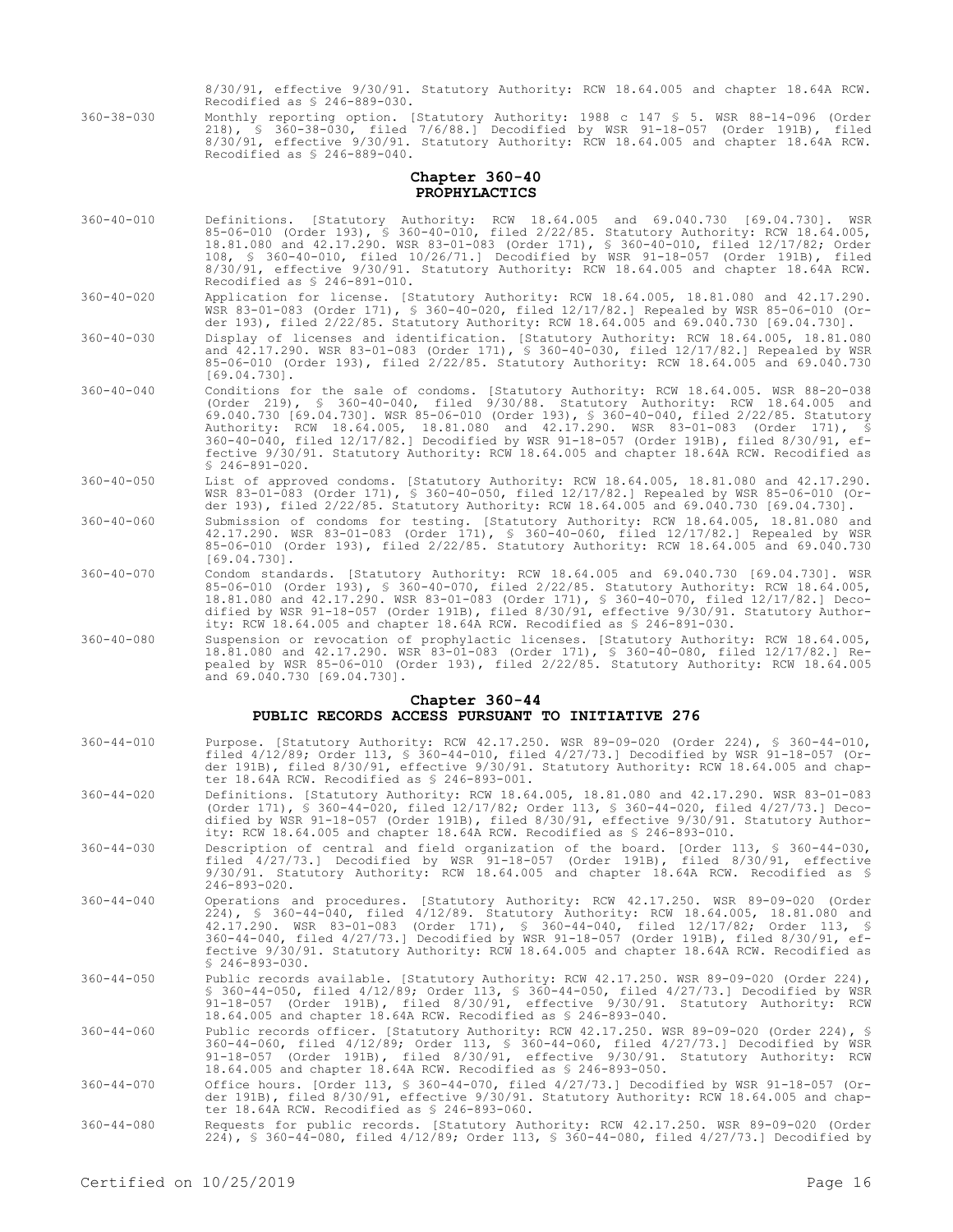8/30/91, effective 9/30/91. Statutory Authority: RCW 18.64.005 and chapter 18.64A RCW. Recodified as § 246-889-030.

360-38-030 Monthly reporting option. [Statutory Authority: 1988 c 147 § 5. WSR 88-14-096 (Order 218), § 360-38-030, filed 7/6/88.] Decodified by WSR 91-18-057 (Order 191B), filed 8/30/91, effective 9/30/91. Statutory Authority: RCW 18.64.005 and chapter 18.64A RCW. Recodified as § 246-889-040.

## Chapter 360-40
## PROPHYLACTICS

360-40-010 Definitions. [Statutory Authority: RCW 18.64.005 and 69.040.730 [69.04.730]. WSR 85-06-010 (Order 193), § 360-40-010, filed 2/22/85. Statutory Authority: RCW 18.64.005, 18.81.080 and 42.17.290. WSR 83-01-083 (Order 171), § 360-40-010, filed 12/17/82; Order 108, § 360-40-010, filed 10/26/71.] Decodified by WSR 91-18-057 (Order 191B), filed 8/30/91, effective 9/30/91. Statutory Authority: RCW 18.64.005 and chapter 18.64A RCW. Recodified as § 246-891-010.

360-40-020 Application for license. [Statutory Authority: RCW 18.64.005, 18.81.080 and 42.17.290. WSR 83-01-083 (Order 171), § 360-40-020, filed 12/17/82.] Repealed by WSR 85-06-010 (Order 193), filed 2/22/85. Statutory Authority: RCW 18.64.005 and 69.040.730 [69.04.730].

360-40-030 Display of licenses and identification. [Statutory Authority: RCW 18.64.005, 18.81.080 and 42.17.290. WSR 83-01-083 (Order 171), § 360-40-030, filed 12/17/82.] Repealed by WSR 85-06-010 (Order 193), filed 2/22/85. Statutory Authority: RCW 18.64.005 and 69.040.730 [69.04.730].

360-40-040 Conditions for the sale of condoms. [Statutory Authority: RCW 18.64.005. WSR 88-20-038 (Order 219), § 360-40-040, filed 9/30/88. Statutory Authority: RCW 18.64.005 and 69.040.730 [69.04.730]. WSR 85-06-010 (Order 193), § 360-40-040, filed 2/22/85. Statutory Authority: RCW 18.64.005, 18.81.080 and 42.17.290. WSR 83-01-083 (Order 171), § 360-40-040, filed 12/17/82.] Decodified by WSR 91-18-057 (Order 191B), filed 8/30/91, effective 9/30/91. Statutory Authority: RCW 18.64.005 and chapter 18.64A RCW. Recodified as § 246-891-020.

360-40-050 List of approved condoms. [Statutory Authority: RCW 18.64.005, 18.81.080 and 42.17.290. WSR 83-01-083 (Order 171), § 360-40-050, filed 12/17/82.] Repealed by WSR 85-06-010 (Order 193), filed 2/22/85. Statutory Authority: RCW 18.64.005 and 69.040.730 [69.04.730].

360-40-060 Submission of condoms for testing. [Statutory Authority: RCW 18.64.005, 18.81.080 and 42.17.290. WSR 83-01-083 (Order 171), § 360-40-060, filed 12/17/82.] Repealed by WSR 85-06-010 (Order 193), filed 2/22/85. Statutory Authority: RCW 18.64.005 and 69.040.730 [69.04.730].

360-40-070 Condom standards. [Statutory Authority: RCW 18.64.005 and 69.040.730 [69.04.730]. WSR 85-06-010 (Order 193), § 360-40-070, filed 2/22/85. Statutory Authority: RCW 18.64.005, 18.81.080 and 42.17.290. WSR 83-01-083 (Order 171), § 360-40-070, filed 12/17/82.] Decodified by WSR 91-18-057 (Order 191B), filed 8/30/91, effective 9/30/91. Statutory Authority: RCW 18.64.005 and chapter 18.64A RCW. Recodified as § 246-891-030.

360-40-080 Suspension or revocation of prophylactic licenses. [Statutory Authority: RCW 18.64.005, 18.81.080 and 42.17.290. WSR 83-01-083 (Order 171), § 360-40-080, filed 12/17/82.] Repealed by WSR 85-06-010 (Order 193), filed 2/22/85. Statutory Authority: RCW 18.64.005 and 69.040.730 [69.04.730].

## Chapter 360-44
## PUBLIC RECORDS ACCESS PURSUANT TO INITIATIVE 276

360-44-010 Purpose. [Statutory Authority: RCW 42.17.250. WSR 89-09-020 (Order 224), § 360-44-010, filed 4/12/89; Order 113, § 360-44-010, filed 4/27/73.] Decodified by WSR 91-18-057 (Order 191B), filed 8/30/91, effective 9/30/91. Statutory Authority: RCW 18.64.005 and chapter 18.64A RCW. Recodified as § 246-893-001.

360-44-020 Definitions. [Statutory Authority: RCW 18.64.005, 18.81.080 and 42.17.290. WSR 83-01-083 (Order 171), § 360-44-020, filed 12/17/82; Order 113, § 360-44-020, filed 4/27/73.] Decodified by WSR 91-18-057 (Order 191B), filed 8/30/91, effective 9/30/91. Statutory Authority: RCW 18.64.005 and chapter 18.64A RCW. Recodified as § 246-893-010.

360-44-030 Description of central and field organization of the board. [Order 113, § 360-44-030, filed 4/27/73.] Decodified by WSR 91-18-057 (Order 191B), filed 8/30/91, effective 9/30/91. Statutory Authority: RCW 18.64.005 and chapter 18.64A RCW. Recodified as § 246-893-020.

360-44-040 Operations and procedures. [Statutory Authority: RCW 42.17.250. WSR 89-09-020 (Order 224), § 360-44-040, filed 4/12/89. Statutory Authority: RCW 18.64.005, 18.81.080 and 42.17.290. WSR 83-01-083 (Order 171), § 360-44-040, filed 12/17/82; Order 113, § 360-44-040, filed 4/27/73.] Decodified by WSR 91-18-057 (Order 191B), filed 8/30/91, effective 9/30/91. Statutory Authority: RCW 18.64.005 and chapter 18.64A RCW. Recodified as § 246-893-030.

360-44-050 Public records available. [Statutory Authority: RCW 42.17.250. WSR 89-09-020 (Order 224), § 360-44-050, filed 4/12/89; Order 113, § 360-44-050, filed 4/27/73.] Decodified by WSR 91-18-057 (Order 191B), filed 8/30/91, effective 9/30/91. Statutory Authority: RCW 18.64.005 and chapter 18.64A RCW. Recodified as § 246-893-040.

360-44-060 Public records officer. [Statutory Authority: RCW 42.17.250. WSR 89-09-020 (Order 224), § 360-44-060, filed 4/12/89; Order 113, § 360-44-060, filed 4/27/73.] Decodified by WSR 91-18-057 (Order 191B), filed 8/30/91, effective 9/30/91. Statutory Authority: RCW 18.64.005 and chapter 18.64A RCW. Recodified as § 246-893-050.

360-44-070 Office hours. [Order 113, § 360-44-070, filed 4/27/73.] Decodified by WSR 91-18-057 (Order 191B), filed 8/30/91, effective 9/30/91. Statutory Authority: RCW 18.64.005 and chapter 18.64A RCW. Recodified as § 246-893-060.

360-44-080 Requests for public records. [Statutory Authority: RCW 42.17.250. WSR 89-09-020 (Order 224), § 360-44-080, filed 4/12/89; Order 113, § 360-44-080, filed 4/27/73.] Decodified by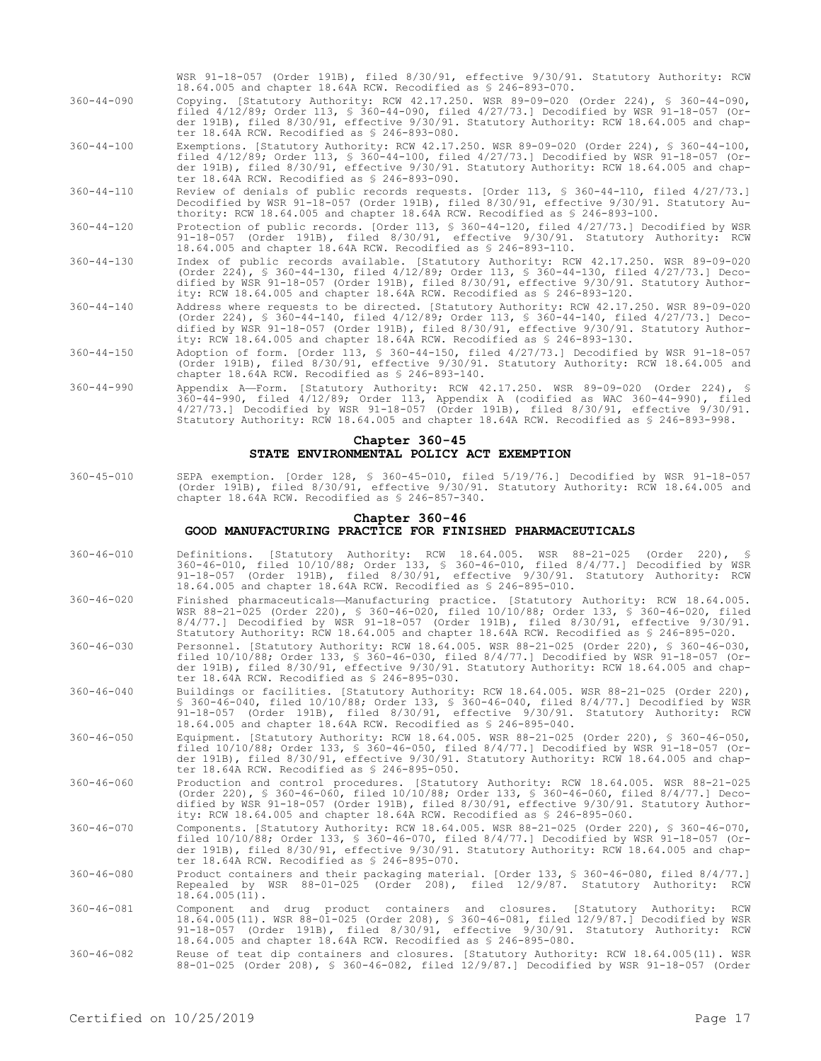WSR 91-18-057 (Order 191B), filed 8/30/91, effective 9/30/91. Statutory Authority: RCW 18.64.005 and chapter 18.64A RCW. Recodified as § 246-893-070.

360-44-090 Copying. [Statutory Authority: RCW 42.17.250. WSR 89-09-020 (Order 224), § 360-44-090, filed 4/12/89; Order 113, § 360-44-090, filed 4/27/73.] Decodified by WSR 91-18-057 (Order 191B), filed 8/30/91, effective 9/30/91. Statutory Authority: RCW 18.64.005 and chapter 18.64A RCW. Recodified as § 246-893-080.

360-44-100 Exemptions. [Statutory Authority: RCW 42.17.250. WSR 89-09-020 (Order 224), § 360-44-100, filed 4/12/89; Order 113, § 360-44-100, filed 4/27/73.] Decodified by WSR 91-18-057 (Order 191B), filed 8/30/91, effective 9/30/91. Statutory Authority: RCW 18.64.005 and chapter 18.64A RCW. Recodified as § 246-893-090.

360-44-110 Review of denials of public records requests. [Order 113, § 360-44-110, filed 4/27/73.] Decodified by WSR 91-18-057 (Order 191B), filed 8/30/91, effective 9/30/91. Statutory Authority: RCW 18.64.005 and chapter 18.64A RCW. Recodified as § 246-893-100.

360-44-120 Protection of public records. [Order 113, § 360-44-120, filed 4/27/73.] Decodified by WSR 91-18-057 (Order 191B), filed 8/30/91, effective 9/30/91. Statutory Authority: RCW 18.64.005 and chapter 18.64A RCW. Recodified as § 246-893-110.

360-44-130 Index of public records available. [Statutory Authority: RCW 42.17.250. WSR 89-09-020 (Order 224), § 360-44-130, filed 4/12/89; Order 113, § 360-44-130, filed 4/27/73.] Decodified by WSR 91-18-057 (Order 191B), filed 8/30/91, effective 9/30/91. Statutory Authority: RCW 18.64.005 and chapter 18.64A RCW. Recodified as § 246-893-120.

360-44-140 Address where requests to be directed. [Statutory Authority: RCW 42.17.250. WSR 89-09-020 (Order 224), § 360-44-140, filed 4/12/89; Order 113, § 360-44-140, filed 4/27/73.] Decodified by WSR 91-18-057 (Order 191B), filed 8/30/91, effective 9/30/91. Statutory Authority: RCW 18.64.005 and chapter 18.64A RCW. Recodified as § 246-893-130.

360-44-150 Adoption of form. [Order 113, § 360-44-150, filed 4/27/73.] Decodified by WSR 91-18-057 (Order 191B), filed 8/30/91, effective 9/30/91. Statutory Authority: RCW 18.64.005 and chapter 18.64A RCW. Recodified as § 246-893-140.

360-44-990 Appendix A—Form. [Statutory Authority: RCW 42.17.250. WSR 89-09-020 (Order 224), § 360-44-990, filed 4/12/89; Order 113, Appendix A (codified as WAC 360-44-990), filed 4/27/73.] Decodified by WSR 91-18-057 (Order 191B), filed 8/30/91, effective 9/30/91. Statutory Authority: RCW 18.64.005 and chapter 18.64A RCW. Recodified as § 246-893-998.

## Chapter 360-45
## STATE ENVIRONMENTAL POLICY ACT EXEMPTION

360-45-010 SEPA exemption. [Order 128, § 360-45-010, filed 5/19/76.] Decodified by WSR 91-18-057 (Order 191B), filed 8/30/91, effective 9/30/91. Statutory Authority: RCW 18.64.005 and chapter 18.64A RCW. Recodified as § 246-857-340.

## Chapter 360-46
## GOOD MANUFACTURING PRACTICE FOR FINISHED PHARMACEUTICALS

360-46-010 Definitions. [Statutory Authority: RCW 18.64.005. WSR 88-21-025 (Order 220), § 360-46-010, filed 10/10/88; Order 133, § 360-46-010, filed 8/4/77.] Decodified by WSR 91-18-057 (Order 191B), filed 8/30/91, effective 9/30/91. Statutory Authority: RCW 18.64.005 and chapter 18.64A RCW. Recodified as § 246-895-010.

360-46-020 Finished pharmaceuticals—Manufacturing practice. [Statutory Authority: RCW 18.64.005. WSR 88-21-025 (Order 220), § 360-46-020, filed 10/10/88; Order 133, § 360-46-020, filed 8/4/77.] Decodified by WSR 91-18-057 (Order 191B), filed 8/30/91, effective 9/30/91. Statutory Authority: RCW 18.64.005 and chapter 18.64A RCW. Recodified as § 246-895-020.

360-46-030 Personnel. [Statutory Authority: RCW 18.64.005. WSR 88-21-025 (Order 220), § 360-46-030, filed 10/10/88; Order 133, § 360-46-030, filed 8/4/77.] Decodified by WSR 91-18-057 (Order 191B), filed 8/30/91, effective 9/30/91. Statutory Authority: RCW 18.64.005 and chapter 18.64A RCW. Recodified as § 246-895-030.

360-46-040 Buildings or facilities. [Statutory Authority: RCW 18.64.005. WSR 88-21-025 (Order 220), § 360-46-040, filed 10/10/88; Order 133, § 360-46-040, filed 8/4/77.] Decodified by WSR 91-18-057 (Order 191B), filed 8/30/91, effective 9/30/91. Statutory Authority: RCW 18.64.005 and chapter 18.64A RCW. Recodified as § 246-895-040.

360-46-050 Equipment. [Statutory Authority: RCW 18.64.005. WSR 88-21-025 (Order 220), § 360-46-050, filed 10/10/88; Order 133, § 360-46-050, filed 8/4/77.] Decodified by WSR 91-18-057 (Order 191B), filed 8/30/91, effective 9/30/91. Statutory Authority: RCW 18.64.005 and chapter 18.64A RCW. Recodified as § 246-895-050.

360-46-060 Production and control procedures. [Statutory Authority: RCW 18.64.005. WSR 88-21-025 (Order 220), § 360-46-060, filed 10/10/88; Order 133, § 360-46-060, filed 8/4/77.] Decodified by WSR 91-18-057 (Order 191B), filed 8/30/91, effective 9/30/91. Statutory Authority: RCW 18.64.005 and chapter 18.64A RCW. Recodified as § 246-895-060.

360-46-070 Components. [Statutory Authority: RCW 18.64.005. WSR 88-21-025 (Order 220), § 360-46-070, filed 10/10/88; Order 133, § 360-46-070, filed 8/4/77.] Decodified by WSR 91-18-057 (Order 191B), filed 8/30/91, effective 9/30/91. Statutory Authority: RCW 18.64.005 and chapter 18.64A RCW. Recodified as § 246-895-070.

360-46-080 Product containers and their packaging material. [Order 133, § 360-46-080, filed 8/4/77.] Repealed by WSR 88-01-025 (Order 208), filed 12/9/87. Statutory Authority: RCW 18.64.005(11).

360-46-081 Component and drug product containers and closures. [Statutory Authority: RCW 18.64.005(11). WSR 88-01-025 (Order 208), § 360-46-081, filed 12/9/87.] Decodified by WSR 91-18-057 (Order 191B), filed 8/30/91, effective 9/30/91. Statutory Authority: RCW 18.64.005 and chapter 18.64A RCW. Recodified as § 246-895-080.

360-46-082 Reuse of teat dip containers and closures. [Statutory Authority: RCW 18.64.005(11). WSR 88-01-025 (Order 208), § 360-46-082, filed 12/9/87.] Decodified by WSR 91-18-057 (Order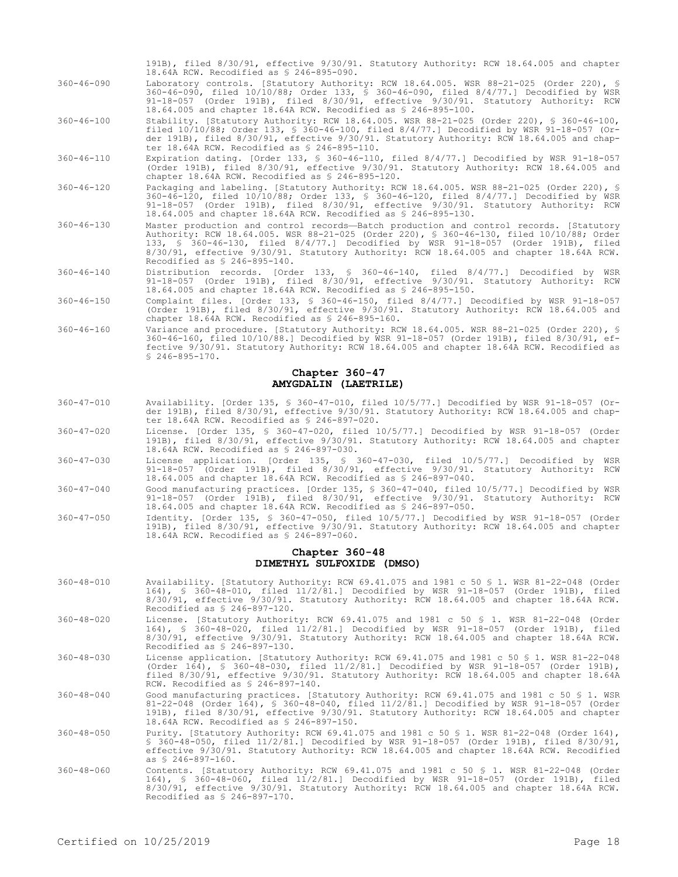191B), filed 8/30/91, effective 9/30/91. Statutory Authority: RCW 18.64.005 and chapter 18.64A RCW. Recodified as § 246-895-090.

360-46-090 Laboratory controls. [Statutory Authority: RCW 18.64.005. WSR 88-21-025 (Order 220), § 360-46-090, filed 10/10/88; Order 133, § 360-46-090, filed 8/4/77.] Decodified by WSR 91-18-057 (Order 191B), filed 8/30/91, effective 9/30/91. Statutory Authority: RCW 18.64.005 and chapter 18.64A RCW. Recodified as § 246-895-100.

360-46-100 Stability. [Statutory Authority: RCW 18.64.005. WSR 88-21-025 (Order 220), § 360-46-100, filed 10/10/88; Order 133, § 360-46-100, filed 8/4/77.] Decodified by WSR 91-18-057 (Order 191B), filed 8/30/91, effective 9/30/91. Statutory Authority: RCW 18.64.005 and chapter 18.64A RCW. Recodified as § 246-895-110.

360-46-110 Expiration dating. [Order 133, § 360-46-110, filed 8/4/77.] Decodified by WSR 91-18-057 (Order 191B), filed 8/30/91, effective 9/30/91. Statutory Authority: RCW 18.64.005 and chapter 18.64A RCW. Recodified as § 246-895-120.

360-46-120 Packaging and labeling. [Statutory Authority: RCW 18.64.005. WSR 88-21-025 (Order 220), § 360-46-120, filed 10/10/88; Order 133, § 360-46-120, filed 8/4/77.] Decodified by WSR 91-18-057 (Order 191B), filed 8/30/91, effective 9/30/91. Statutory Authority: RCW 18.64.005 and chapter 18.64A RCW. Recodified as § 246-895-130.

360-46-130 Master production and control records—Batch production and control records. [Statutory Authority: RCW 18.64.005. WSR 88-21-025 (Order 220), § 360-46-130, filed 10/10/88; Order 133, § 360-46-130, filed 8/4/77.] Decodified by WSR 91-18-057 (Order 191B), filed 8/30/91, effective 9/30/91. Statutory Authority: RCW 18.64.005 and chapter 18.64A RCW. Recodified as § 246-895-140.

360-46-140 Distribution records. [Order 133, § 360-46-140, filed 8/4/77.] Decodified by WSR 91-18-057 (Order 191B), filed 8/30/91, effective 9/30/91. Statutory Authority: RCW 18.64.005 and chapter 18.64A RCW. Recodified as § 246-895-150.

360-46-150 Complaint files. [Order 133, § 360-46-150, filed 8/4/77.] Decodified by WSR 91-18-057 (Order 191B), filed 8/30/91, effective 9/30/91. Statutory Authority: RCW 18.64.005 and chapter 18.64A RCW. Recodified as § 246-895-160.

360-46-160 Variance and procedure. [Statutory Authority: RCW 18.64.005. WSR 88-21-025 (Order 220), § 360-46-160, filed 10/10/88.] Decodified by WSR 91-18-057 (Order 191B), filed 8/30/91, effective 9/30/91. Statutory Authority: RCW 18.64.005 and chapter 18.64A RCW. Recodified as § 246-895-170.

## Chapter 360-47
## AMYGDALIN (LAETRILE)

360-47-010 Availability. [Order 135, § 360-47-010, filed 10/5/77.] Decodified by WSR 91-18-057 (Order 191B), filed 8/30/91, effective 9/30/91. Statutory Authority: RCW 18.64.005 and chapter 18.64A RCW. Recodified as § 246-897-020.

360-47-020 License. [Order 135, § 360-47-020, filed 10/5/77.] Decodified by WSR 91-18-057 (Order 191B), filed 8/30/91, effective 9/30/91. Statutory Authority: RCW 18.64.005 and chapter 18.64A RCW. Recodified as § 246-897-030.

360-47-030 License application. [Order 135, § 360-47-030, filed 10/5/77.] Decodified by WSR 91-18-057 (Order 191B), filed 8/30/91, effective 9/30/91. Statutory Authority: RCW 18.64.005 and chapter 18.64A RCW. Recodified as § 246-897-040.

360-47-040 Good manufacturing practices. [Order 135, § 360-47-040, filed 10/5/77.] Decodified by WSR 91-18-057 (Order 191B), filed 8/30/91, effective 9/30/91. Statutory Authority: RCW 18.64.005 and chapter 18.64A RCW. Recodified as § 246-897-050.

360-47-050 Identity. [Order 135, § 360-47-050, filed 10/5/77.] Decodified by WSR 91-18-057 (Order 191B), filed 8/30/91, effective 9/30/91. Statutory Authority: RCW 18.64.005 and chapter 18.64A RCW. Recodified as § 246-897-060.

## Chapter 360-48
## DIMETHYL SULFOXIDE (DMSO)

360-48-010 Availability. [Statutory Authority: RCW 69.41.075 and 1981 c 50 § 1. WSR 81-22-048 (Order 164), § 360-48-010, filed 11/2/81.] Decodified by WSR 91-18-057 (Order 191B), filed 8/30/91, effective 9/30/91. Statutory Authority: RCW 18.64.005 and chapter 18.64A RCW. Recodified as § 246-897-120.

360-48-020 License. [Statutory Authority: RCW 69.41.075 and 1981 c 50 § 1. WSR 81-22-048 (Order 164), § 360-48-020, filed 11/2/81.] Decodified by WSR 91-18-057 (Order 191B), filed 8/30/91, effective 9/30/91. Statutory Authority: RCW 18.64.005 and chapter 18.64A RCW. Recodified as § 246-897-130.

360-48-030 License application. [Statutory Authority: RCW 69.41.075 and 1981 c 50 § 1. WSR 81-22-048 (Order 164), § 360-48-030, filed 11/2/81.] Decodified by WSR 91-18-057 (Order 191B), filed 8/30/91, effective 9/30/91. Statutory Authority: RCW 18.64.005 and chapter 18.64A RCW. Recodified as § 246-897-140.

360-48-040 Good manufacturing practices. [Statutory Authority: RCW 69.41.075 and 1981 c 50 § 1. WSR 81-22-048 (Order 164), § 360-48-040, filed 11/2/81.] Decodified by WSR 91-18-057 (Order 191B), filed 8/30/91, effective 9/30/91. Statutory Authority: RCW 18.64.005 and chapter 18.64A RCW. Recodified as § 246-897-150.

360-48-050 Purity. [Statutory Authority: RCW 69.41.075 and 1981 c 50 § 1. WSR 81-22-048 (Order 164), § 360-48-050, filed 11/2/81.] Decodified by WSR 91-18-057 (Order 191B), filed 8/30/91, effective 9/30/91. Statutory Authority: RCW 18.64.005 and chapter 18.64A RCW. Recodified as § 246-897-160.

360-48-060 Contents. [Statutory Authority: RCW 69.41.075 and 1981 c 50 § 1. WSR 81-22-048 (Order 164), § 360-48-060, filed 11/2/81.] Decodified by WSR 91-18-057 (Order 191B), filed 8/30/91, effective 9/30/91. Statutory Authority: RCW 18.64.005 and chapter 18.64A RCW. Recodified as § 246-897-170.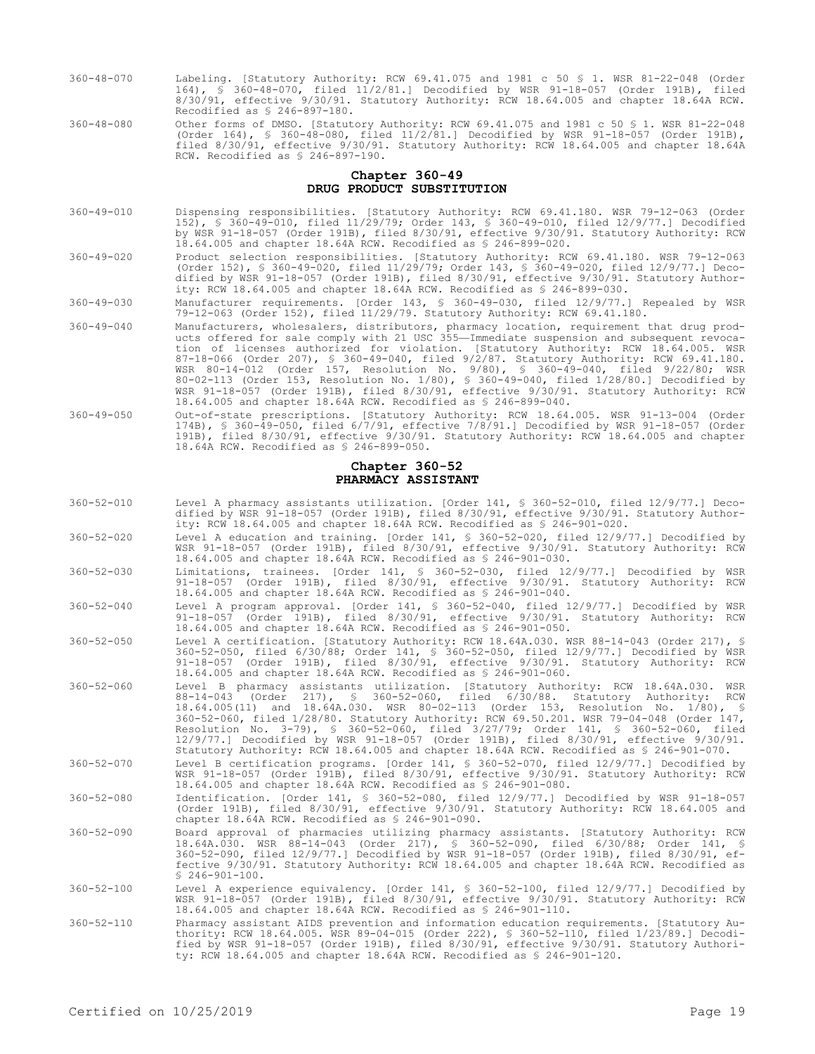360-48-070 Labeling. [Statutory Authority: RCW 69.41.075 and 1981 c 50 § 1. WSR 81-22-048 (Order 164), § 360-48-070, filed 11/2/81.] Decodified by WSR 91-18-057 (Order 191B), filed 8/30/91, effective 9/30/91. Statutory Authority: RCW 18.64.005 and chapter 18.64A RCW. Recodified as § 246-897-180.

360-48-080 Other forms of DMSO. [Statutory Authority: RCW 69.41.075 and 1981 c 50 § 1. WSR 81-22-048 (Order 164), § 360-48-080, filed 11/2/81.] Decodified by WSR 91-18-057 (Order 191B), filed 8/30/91, effective 9/30/91. Statutory Authority: RCW 18.64.005 and chapter 18.64A RCW. Recodified as § 246-897-190.

## Chapter 360-49
## DRUG PRODUCT SUBSTITUTION

360-49-010 Dispensing responsibilities. [Statutory Authority: RCW 69.41.180. WSR 79-12-063 (Order 152), § 360-49-010, filed 11/29/79; Order 143, § 360-49-010, filed 12/9/77.] Decodified by WSR 91-18-057 (Order 191B), filed 8/30/91, effective 9/30/91. Statutory Authority: RCW 18.64.005 and chapter 18.64A RCW. Recodified as § 246-899-020.

360-49-020 Product selection responsibilities. [Statutory Authority: RCW 69.41.180. WSR 79-12-063 (Order 152), § 360-49-020, filed 11/29/79; Order 143, § 360-49-020, filed 12/9/77.] Decodified by WSR 91-18-057 (Order 191B), filed 8/30/91, effective 9/30/91. Statutory Authority: RCW 18.64.005 and chapter 18.64A RCW. Recodified as § 246-899-030.

360-49-030 Manufacturer requirements. [Order 143, § 360-49-030, filed 12/9/77.] Repealed by WSR 79-12-063 (Order 152), filed 11/29/79. Statutory Authority: RCW 69.41.180.

360-49-040 Manufacturers, wholesalers, distributors, pharmacy location, requirement that drug products offered for sale comply with 21 USC 355—Immediate suspension and subsequent revocation of licenses authorized for violation. [Statutory Authority: RCW 18.64.005. WSR 87-18-066 (Order 207), § 360-49-040, filed 9/2/87. Statutory Authority: RCW 69.41.180. WSR 80-14-012 (Order 157, Resolution No. 9/80), § 360-49-040, filed 9/22/80; WSR 80-02-113 (Order 153, Resolution No. 1/80), § 360-49-040, filed 1/28/80.] Decodified by WSR 91-18-057 (Order 191B), filed 8/30/91, effective 9/30/91. Statutory Authority: RCW 18.64.005 and chapter 18.64A RCW. Recodified as § 246-899-040.

360-49-050 Out-of-state prescriptions. [Statutory Authority: RCW 18.64.005. WSR 91-13-004 (Order 174B), § 360-49-050, filed 6/7/91, effective 7/8/91.] Decodified by WSR 91-18-057 (Order 191B), filed 8/30/91, effective 9/30/91. Statutory Authority: RCW 18.64.005 and chapter 18.64A RCW. Recodified as § 246-899-050.

## Chapter 360-52
## PHARMACY ASSISTANT

360-52-010 Level A pharmacy assistants utilization. [Order 141, § 360-52-010, filed 12/9/77.] Decodified by WSR 91-18-057 (Order 191B), filed 8/30/91, effective 9/30/91. Statutory Authority: RCW 18.64.005 and chapter 18.64A RCW. Recodified as § 246-901-020.

360-52-020 Level A education and training. [Order 141, § 360-52-020, filed 12/9/77.] Decodified by WSR 91-18-057 (Order 191B), filed 8/30/91, effective 9/30/91. Statutory Authority: RCW 18.64.005 and chapter 18.64A RCW. Recodified as § 246-901-030.

360-52-030 Limitations, trainees. [Order 141, § 360-52-030, filed 12/9/77.] Decodified by WSR 91-18-057 (Order 191B), filed 8/30/91, effective 9/30/91. Statutory Authority: RCW 18.64.005 and chapter 18.64A RCW. Recodified as § 246-901-040.

360-52-040 Level A program approval. [Order 141, § 360-52-040, filed 12/9/77.] Decodified by WSR 91-18-057 (Order 191B), filed 8/30/91, effective 9/30/91. Statutory Authority: RCW 18.64.005 and chapter 18.64A RCW. Recodified as § 246-901-050.

360-52-050 Level A certification. [Statutory Authority: RCW 18.64A.030. WSR 88-14-043 (Order 217), § 360-52-050, filed 6/30/88; Order 141, § 360-52-050, filed 12/9/77.] Decodified by WSR 91-18-057 (Order 191B), filed 8/30/91, effective 9/30/91. Statutory Authority: RCW 18.64.005 and chapter 18.64A RCW. Recodified as § 246-901-060.

360-52-060 Level B pharmacy assistants utilization. [Statutory Authority: RCW 18.64A.030. WSR 88-14-043 (Order 217), § 360-52-060, filed 6/30/88. Statutory Authority: RCW 18.64.005(11) and 18.64A.030. WSR 80-02-113 (Order 153, Resolution No. 1/80), § 360-52-060, filed 1/28/80. Statutory Authority: RCW 69.50.201. WSR 79-04-048 (Order 147, Resolution No. 3-79), § 360-52-060, filed 3/27/79; Order 141, § 360-52-060, filed 12/9/77.] Decodified by WSR 91-18-057 (Order 191B), filed 8/30/91, effective 9/30/91. Statutory Authority: RCW 18.64.005 and chapter 18.64A RCW. Recodified as § 246-901-070.

360-52-070 Level B certification programs. [Order 141, § 360-52-070, filed 12/9/77.] Decodified by WSR 91-18-057 (Order 191B), filed 8/30/91, effective 9/30/91. Statutory Authority: RCW 18.64.005 and chapter 18.64A RCW. Recodified as § 246-901-080.

360-52-080 Identification. [Order 141, § 360-52-080, filed 12/9/77.] Decodified by WSR 91-18-057 (Order 191B), filed 8/30/91, effective 9/30/91. Statutory Authority: RCW 18.64.005 and chapter 18.64A RCW. Recodified as § 246-901-090.

360-52-090 Board approval of pharmacies utilizing pharmacy assistants. [Statutory Authority: RCW 18.64A.030. WSR 88-14-043 (Order 217), § 360-52-090, filed 6/30/88; Order 141, § 360-52-090, filed 12/9/77.] Decodified by WSR 91-18-057 (Order 191B), filed 8/30/91, effective 9/30/91. Statutory Authority: RCW 18.64.005 and chapter 18.64A RCW. Recodified as § 246-901-100.

360-52-100 Level A experience equivalency. [Order 141, § 360-52-100, filed 12/9/77.] Decodified by WSR 91-18-057 (Order 191B), filed 8/30/91, effective 9/30/91. Statutory Authority: RCW 18.64.005 and chapter 18.64A RCW. Recodified as § 246-901-110.

360-52-110 Pharmacy assistant AIDS prevention and information education requirements. [Statutory Authority: RCW 18.64.005. WSR 89-04-015 (Order 222), § 360-52-110, filed 1/23/89.] Decodified by WSR 91-18-057 (Order 191B), filed 8/30/91, effective 9/30/91. Statutory Authority: RCW 18.64.005 and chapter 18.64A RCW. Recodified as § 246-901-120.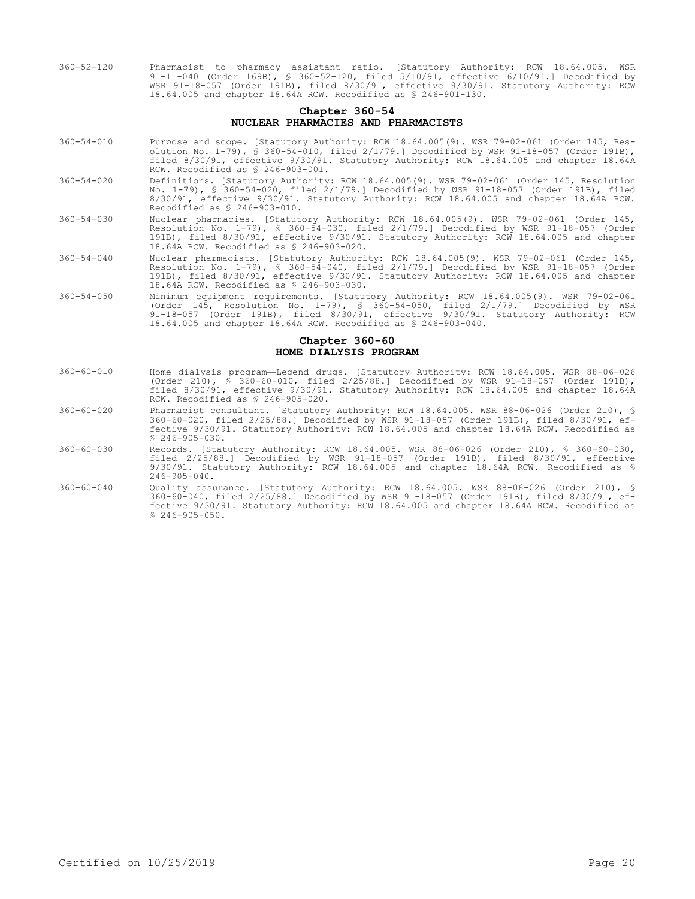360-52-120 Pharmacist to pharmacy assistant ratio. [Statutory Authority: RCW 18.64.005. WSR 91-11-040 (Order 169B), § 360-52-120, filed 5/10/91, effective 6/10/91.] Decodified by WSR 91-18-057 (Order 191B), filed 8/30/91, effective 9/30/91. Statutory Authority: RCW 18.64.005 and chapter 18.64A RCW. Recodified as § 246-901-130.

## Chapter 360-54
## NUCLEAR PHARMACIES AND PHARMACISTS

360-54-010 Purpose and scope. [Statutory Authority: RCW 18.64.005(9). WSR 79-02-061 (Order 145, Resolution No. 1-79), § 360-54-010, filed 2/1/79.] Decodified by WSR 91-18-057 (Order 191B), filed 8/30/91, effective 9/30/91. Statutory Authority: RCW 18.64.005 and chapter 18.64A RCW. Recodified as § 246-903-001.

360-54-020 Definitions. [Statutory Authority: RCW 18.64.005(9). WSR 79-02-061 (Order 145, Resolution No. 1-79), § 360-54-020, filed 2/1/79.] Decodified by WSR 91-18-057 (Order 191B), filed 8/30/91, effective 9/30/91. Statutory Authority: RCW 18.64.005 and chapter 18.64A RCW. Recodified as § 246-903-010.

360-54-030 Nuclear pharmacies. [Statutory Authority: RCW 18.64.005(9). WSR 79-02-061 (Order 145, Resolution No. 1-79), § 360-54-030, filed 2/1/79.] Decodified by WSR 91-18-057 (Order 191B), filed 8/30/91, effective 9/30/91. Statutory Authority: RCW 18.64.005 and chapter 18.64A RCW. Recodified as § 246-903-020.

360-54-040 Nuclear pharmacists. [Statutory Authority: RCW 18.64.005(9). WSR 79-02-061 (Order 145, Resolution No. 1-79), § 360-54-040, filed 2/1/79.] Decodified by WSR 91-18-057 (Order 191B), filed 8/30/91, effective 9/30/91. Statutory Authority: RCW 18.64.005 and chapter 18.64A RCW. Recodified as § 246-903-030.

360-54-050 Minimum equipment requirements. [Statutory Authority: RCW 18.64.005(9). WSR 79-02-061 (Order 145, Resolution No. 1-79), § 360-54-050, filed 2/1/79.] Decodified by WSR 91-18-057 (Order 191B), filed 8/30/91, effective 9/30/91. Statutory Authority: RCW 18.64.005 and chapter 18.64A RCW. Recodified as § 246-903-040.

## Chapter 360-60
## HOME DIALYSIS PROGRAM

360-60-010 Home dialysis program—Legend drugs. [Statutory Authority: RCW 18.64.005. WSR 88-06-026 (Order 210), § 360-60-010, filed 2/25/88.] Decodified by WSR 91-18-057 (Order 191B), filed 8/30/91, effective 9/30/91. Statutory Authority: RCW 18.64.005 and chapter 18.64A RCW. Recodified as § 246-905-020.

360-60-020 Pharmacist consultant. [Statutory Authority: RCW 18.64.005. WSR 88-06-026 (Order 210), § 360-60-020, filed 2/25/88.] Decodified by WSR 91-18-057 (Order 191B), filed 8/30/91, effective 9/30/91. Statutory Authority: RCW 18.64.005 and chapter 18.64A RCW. Recodified as § 246-905-030.

360-60-030 Records. [Statutory Authority: RCW 18.64.005. WSR 88-06-026 (Order 210), § 360-60-030, filed 2/25/88.] Decodified by WSR 91-18-057 (Order 191B), filed 8/30/91, effective 9/30/91. Statutory Authority: RCW 18.64.005 and chapter 18.64A RCW. Recodified as § 246-905-040.

360-60-040 Quality assurance. [Statutory Authority: RCW 18.64.005. WSR 88-06-026 (Order 210), § 360-60-040, filed 2/25/88.] Decodified by WSR 91-18-057 (Order 191B), filed 8/30/91, effective 9/30/91. Statutory Authority: RCW 18.64.005 and chapter 18.64A RCW. Recodified as § 246-905-050.